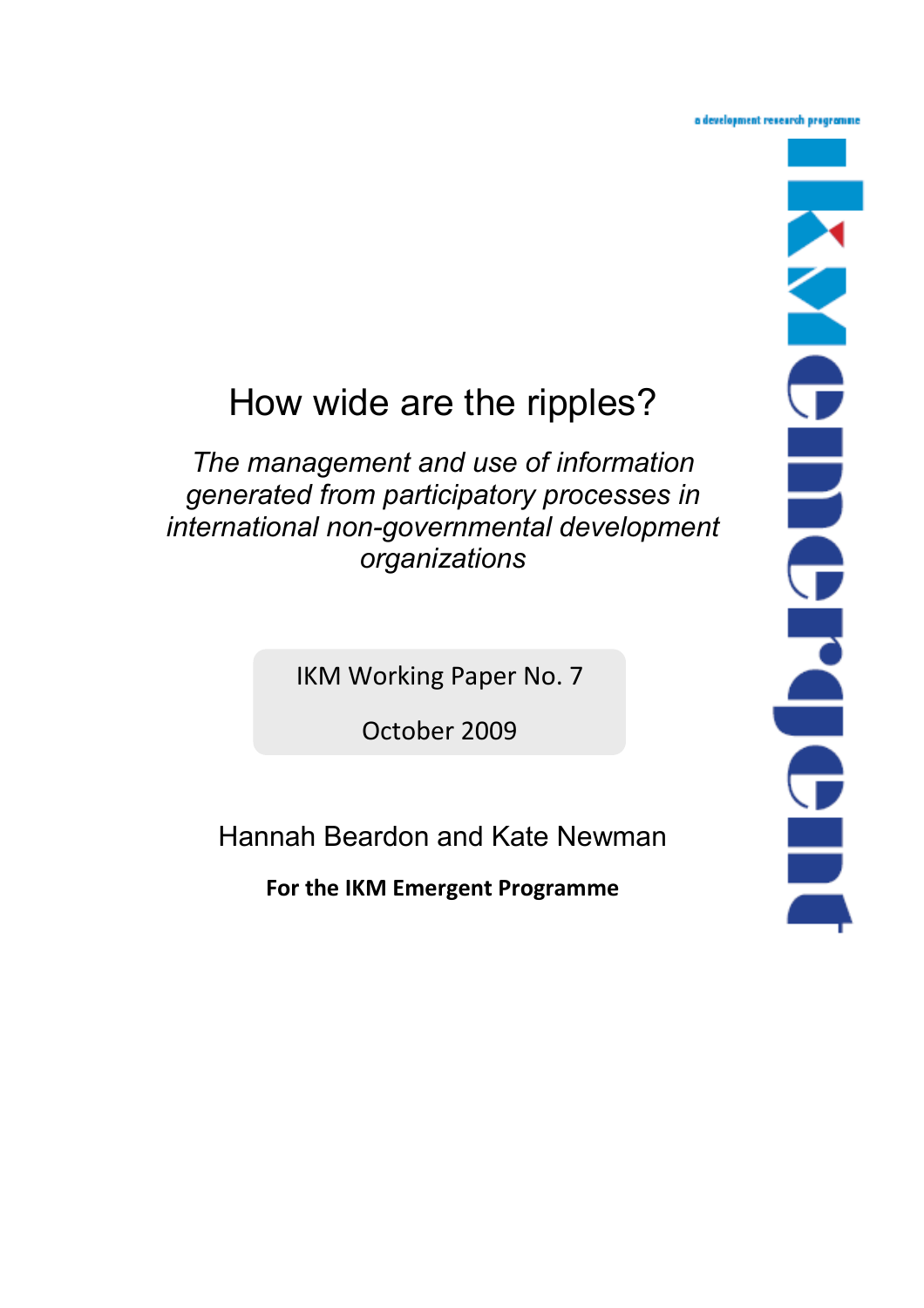# How wide are the ripples?

*The management and use of information generated from participatory processes in international non-governmental development organizations*

IKM Working Paper No. 7

October 2009

Hannah Beardon and Kate Newman

**For the IKM Emergent Programme**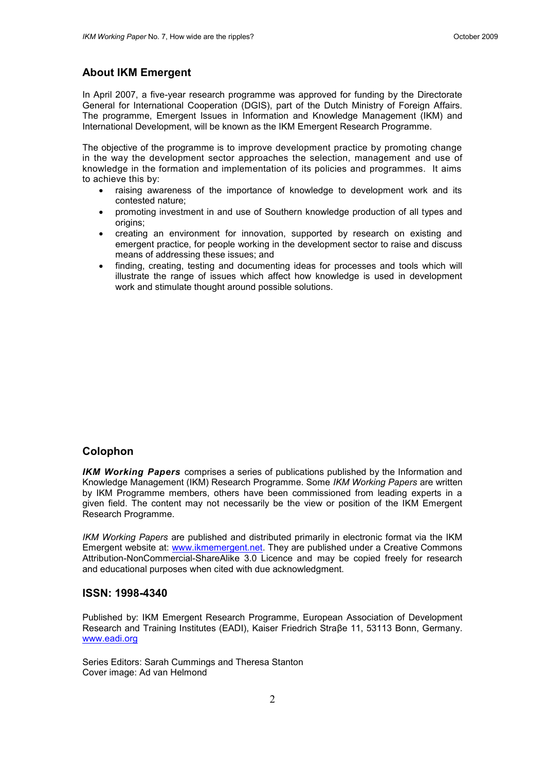## About IKM Emergent

In April 2007, a five-year research programme was approved for funding by the Directorate General for International Cooperation (DGIS), part of the Dutch Ministry of Foreign Affairs. The programme, Emergent Issues in Information and Knowledge Management (IKM) and International Development, will be known as the IKM Emergent Research Programme.

The objective of the programme is to improve development practice by promoting change in the way the development sector approaches the selection, management and use of knowledge in the formation and implementation of its policies and programmes. It aims to achieve this by:

- raising awareness of the importance of knowledge to development work and its contested nature;
- promoting investment in and use of Southern knowledge production of all types and origins;
- creating an environment for innovation, supported by research on existing and emergent practice, for people working in the development sector to raise and discuss means of addressing these issues; and
- finding, creating, testing and documenting ideas for processes and tools which will illustrate the range of issues which affect how knowledge is used in development work and stimulate thought around possible solutions.

## Colophon

***IKM Working Papers*** comprises a series of publications published by the Information and Knowledge Management (IKM) Research Programme. Some *IKM Working Papers* are written by IKM Programme members, others have been commissioned from leading experts in a given field. The content may not necessarily be the view or position of the IKM Emergent Research Programme.

*IKM Working Papers* are published and distributed primarily in electronic format via the IKM Emergent website at: www.ikmemergent.net. They are published under a Creative Commons Attribution-NonCommercial-ShareAlike 3.0 Licence and may be copied freely for research and educational purposes when cited with due acknowledgment.

## ISSN: 1998-4340

Published by: IKM Emergent Research Programme, European Association of Development Research and Training Institutes (EADI), Kaiser Friedrich Straβe 11, 53113 Bonn, Germany. www.eadi.org

Series Editors: Sarah Cummings and Theresa Stanton
Cover image: Ad van Helmond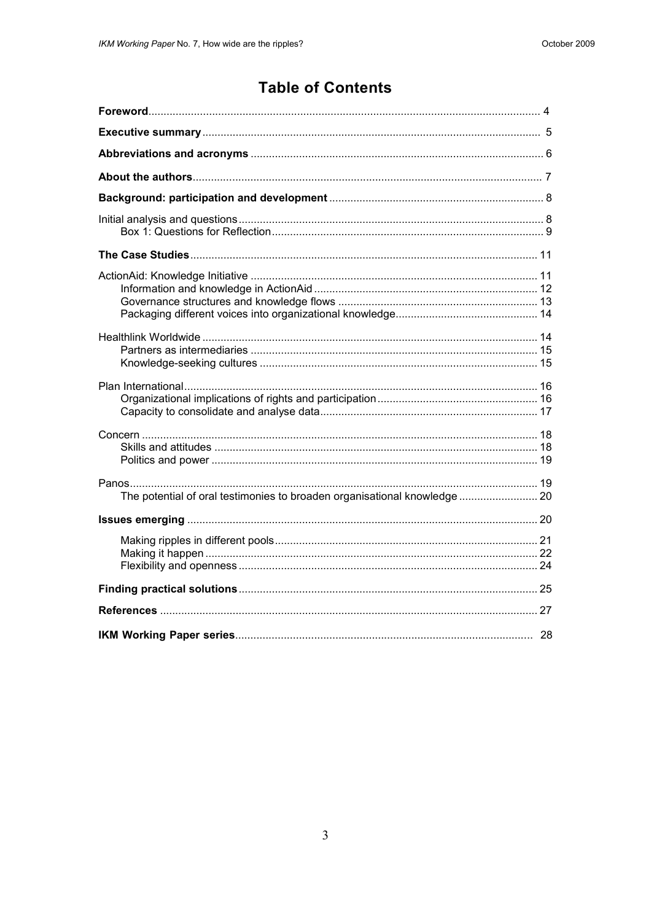# Table of Contents

**Foreword** 4

**Executive summary** 5

**Abbreviations and acronyms** 6

**About the authors** 7

**Background: participation and development** 8

Initial analysis and questions 8
- Box 1: Questions for Reflection 9

**The Case Studies** 11

ActionAid: Knowledge Initiative 11
- Information and knowledge in ActionAid 12
- Governance structures and knowledge flows 13
- Packaging different voices into organizational knowledge 14

Healthlink Worldwide 14
- Partners as intermediaries 15
- Knowledge-seeking cultures 15

Plan International 16
- Organizational implications of rights and participation 16
- Capacity to consolidate and analyse data 17

Concern 18
- Skills and attitudes 18
- Politics and power 19

Panos 19
- The potential of oral testimonies to broaden organisational knowledge 20

**Issues emerging** 20
- Making ripples in different pools 21
- Making it happen 22
- Flexibility and openness 24

**Finding practical solutions** 25

**References** 27

**IKM Working Paper series** 28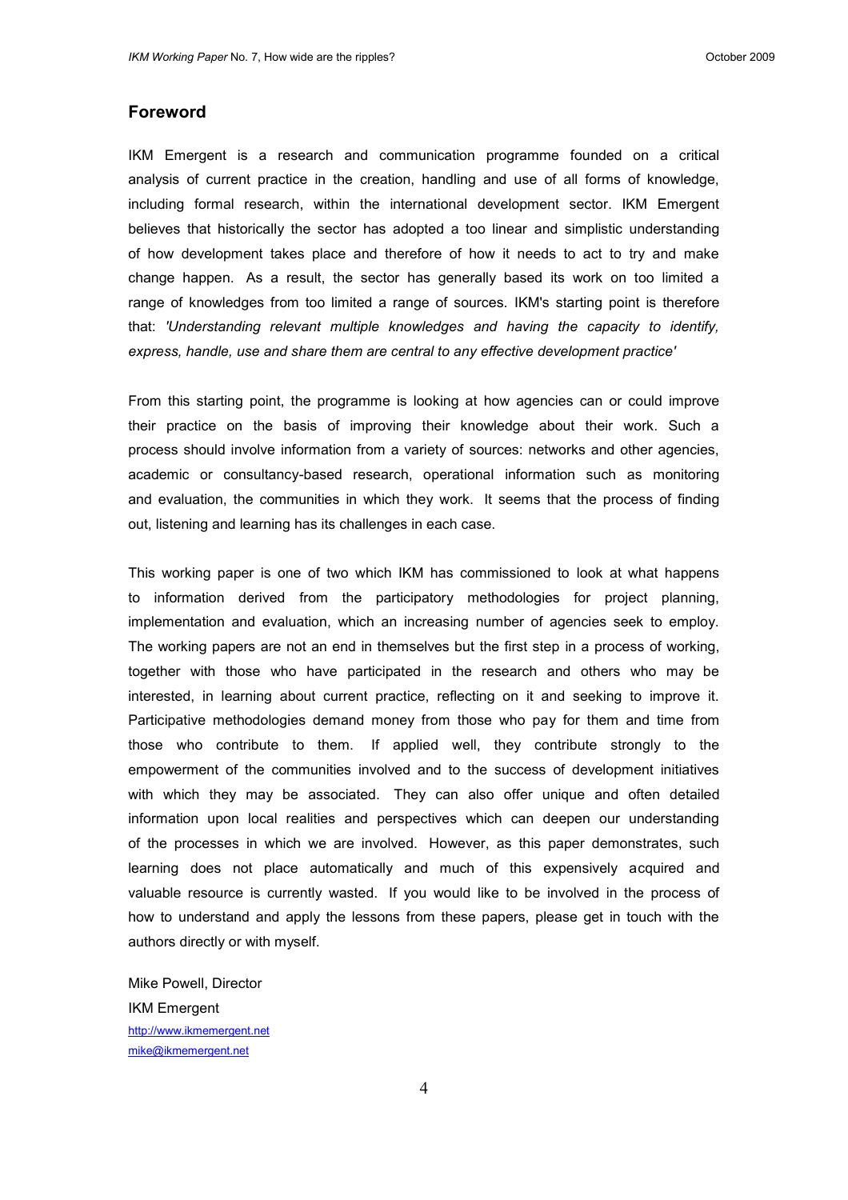## Foreword

IKM Emergent is a research and communication programme founded on a critical analysis of current practice in the creation, handling and use of all forms of knowledge, including formal research, within the international development sector. IKM Emergent believes that historically the sector has adopted a too linear and simplistic understanding of how development takes place and therefore of how it needs to act to try and make change happen. As a result, the sector has generally based its work on too limited a range of knowledges from too limited a range of sources. IKM's starting point is therefore that: *'Understanding relevant multiple knowledges and having the capacity to identify, express, handle, use and share them are central to any effective development practice'*

From this starting point, the programme is looking at how agencies can or could improve their practice on the basis of improving their knowledge about their work. Such a process should involve information from a variety of sources: networks and other agencies, academic or consultancy-based research, operational information such as monitoring and evaluation, the communities in which they work. It seems that the process of finding out, listening and learning has its challenges in each case.

This working paper is one of two which IKM has commissioned to look at what happens to information derived from the participatory methodologies for project planning, implementation and evaluation, which an increasing number of agencies seek to employ. The working papers are not an end in themselves but the first step in a process of working, together with those who have participated in the research and others who may be interested, in learning about current practice, reflecting on it and seeking to improve it. Participative methodologies demand money from those who pay for them and time from those who contribute to them. If applied well, they contribute strongly to the empowerment of the communities involved and to the success of development initiatives with which they may be associated. They can also offer unique and often detailed information upon local realities and perspectives which can deepen our understanding of the processes in which we are involved. However, as this paper demonstrates, such learning does not place automatically and much of this expensively acquired and valuable resource is currently wasted. If you would like to be involved in the process of how to understand and apply the lessons from these papers, please get in touch with the authors directly or with myself.

Mike Powell, Director
IKM Emergent
http://www.ikmemergent.net
mike@ikmemergent.net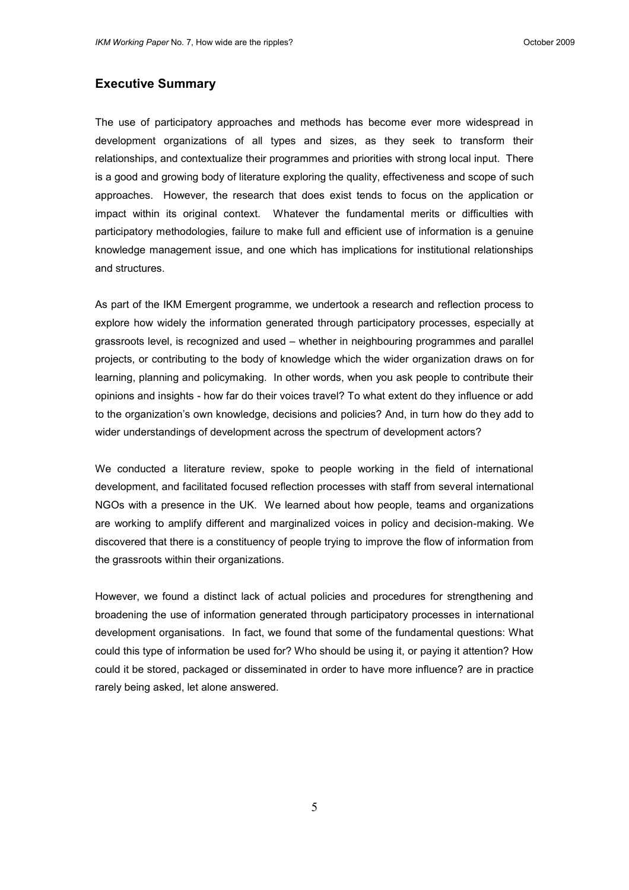## Executive Summary

The use of participatory approaches and methods has become ever more widespread in development organizations of all types and sizes, as they seek to transform their relationships, and contextualize their programmes and priorities with strong local input. There is a good and growing body of literature exploring the quality, effectiveness and scope of such approaches. However, the research that does exist tends to focus on the application or impact within its original context. Whatever the fundamental merits or difficulties with participatory methodologies, failure to make full and efficient use of information is a genuine knowledge management issue, and one which has implications for institutional relationships and structures.

As part of the IKM Emergent programme, we undertook a research and reflection process to explore how widely the information generated through participatory processes, especially at grassroots level, is recognized and used – whether in neighbouring programmes and parallel projects, or contributing to the body of knowledge which the wider organization draws on for learning, planning and policymaking. In other words, when you ask people to contribute their opinions and insights - how far do their voices travel? To what extent do they influence or add to the organization's own knowledge, decisions and policies? And, in turn how do they add to wider understandings of development across the spectrum of development actors?

We conducted a literature review, spoke to people working in the field of international development, and facilitated focused reflection processes with staff from several international NGOs with a presence in the UK. We learned about how people, teams and organizations are working to amplify different and marginalized voices in policy and decision-making. We discovered that there is a constituency of people trying to improve the flow of information from the grassroots within their organizations.

However, we found a distinct lack of actual policies and procedures for strengthening and broadening the use of information generated through participatory processes in international development organisations. In fact, we found that some of the fundamental questions: What could this type of information be used for? Who should be using it, or paying it attention? How could it be stored, packaged or disseminated in order to have more influence? are in practice rarely being asked, let alone answered.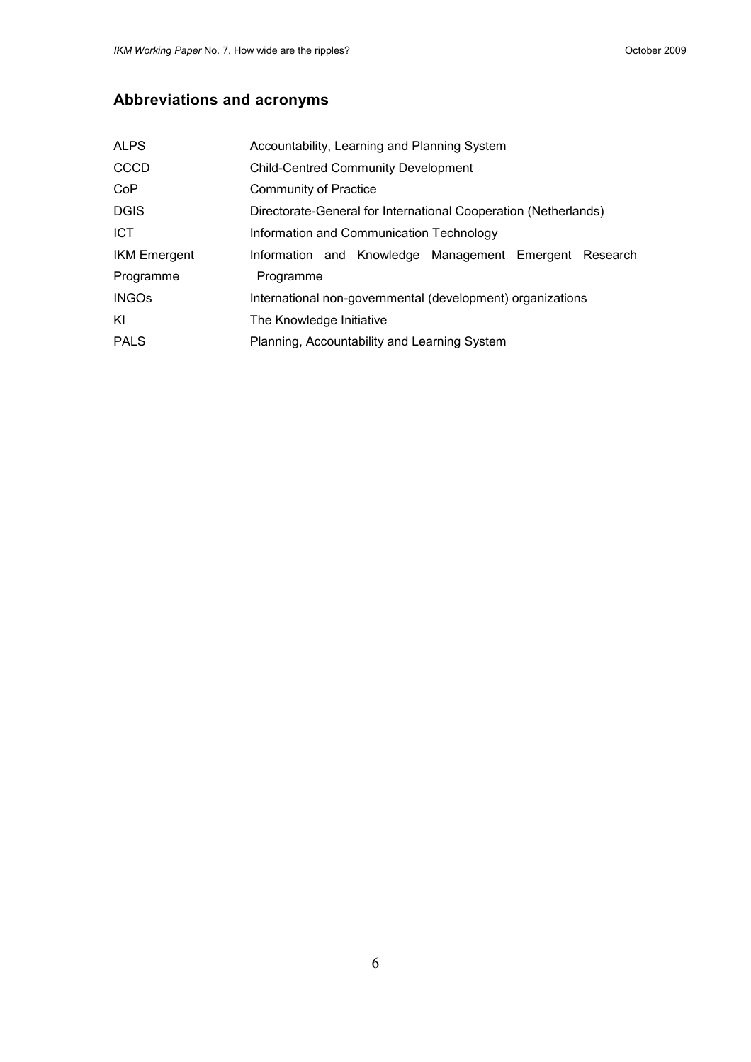## Abbreviations and acronyms

| | |
|---|---|
| ALPS | Accountability, Learning and Planning System |
| CCCD | Child-Centred Community Development |
| CoP | Community of Practice |
| DGIS | Directorate-General for International Cooperation (Netherlands) |
| ICT | Information and Communication Technology |
| IKM Emergent Programme | Information and Knowledge Management Emergent Research Programme |
| INGOs | International non-governmental (development) organizations |
| KI | The Knowledge Initiative |
| PALS | Planning, Accountability and Learning System |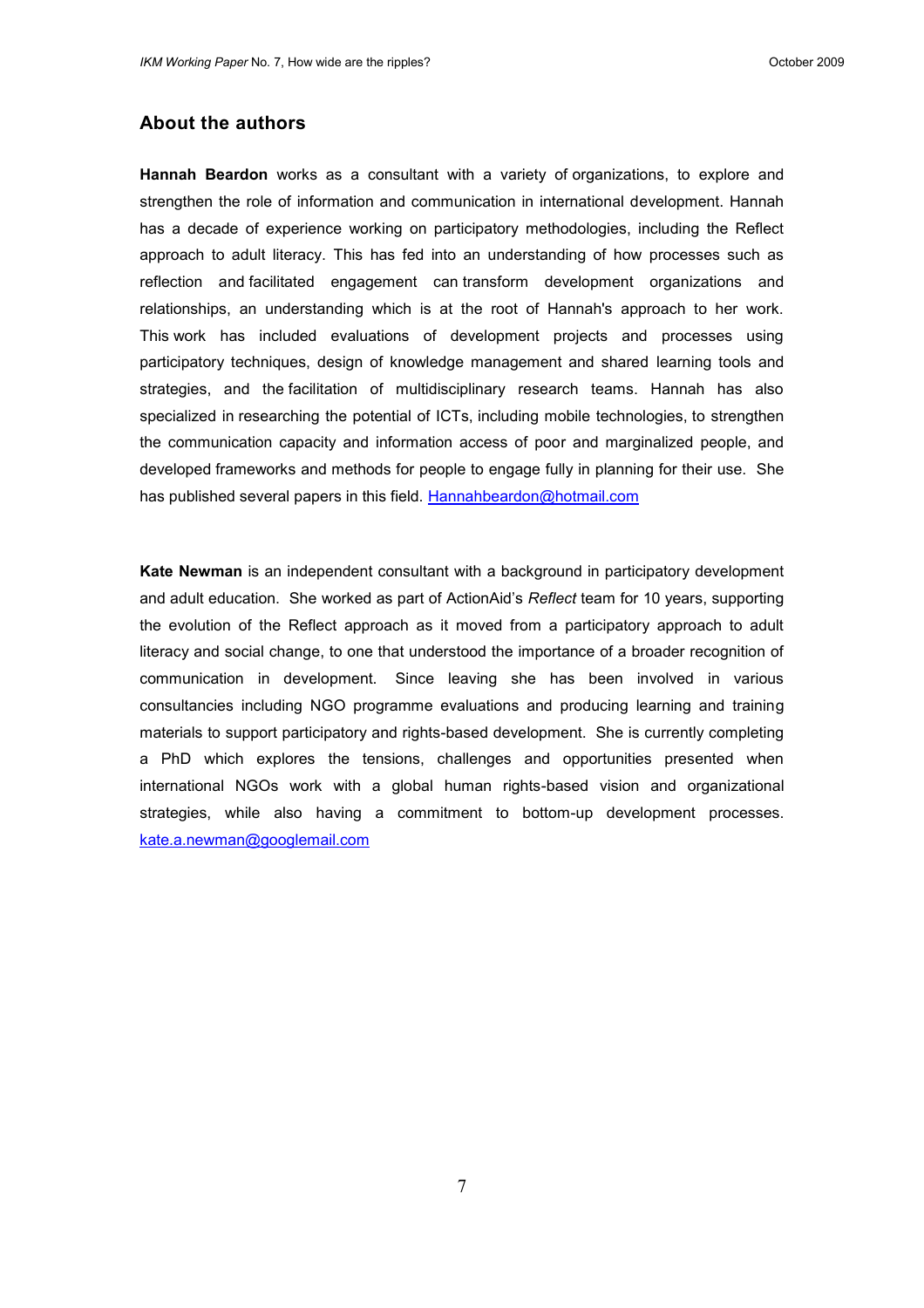## About the authors

**Hannah Beardon** works as a consultant with a variety of organizations, to explore and strengthen the role of information and communication in international development. Hannah has a decade of experience working on participatory methodologies, including the Reflect approach to adult literacy. This has fed into an understanding of how processes such as reflection and facilitated engagement can transform development organizations and relationships, an understanding which is at the root of Hannah's approach to her work. This work has included evaluations of development projects and processes using participatory techniques, design of knowledge management and shared learning tools and strategies, and the facilitation of multidisciplinary research teams. Hannah has also specialized in researching the potential of ICTs, including mobile technologies, to strengthen the communication capacity and information access of poor and marginalized people, and developed frameworks and methods for people to engage fully in planning for their use. She has published several papers in this field. Hannahbeardon@hotmail.com

**Kate Newman** is an independent consultant with a background in participatory development and adult education. She worked as part of ActionAid's *Reflect* team for 10 years, supporting the evolution of the Reflect approach as it moved from a participatory approach to adult literacy and social change, to one that understood the importance of a broader recognition of communication in development. Since leaving she has been involved in various consultancies including NGO programme evaluations and producing learning and training materials to support participatory and rights-based development. She is currently completing a PhD which explores the tensions, challenges and opportunities presented when international NGOs work with a global human rights-based vision and organizational strategies, while also having a commitment to bottom-up development processes. kate.a.newman@googlemail.com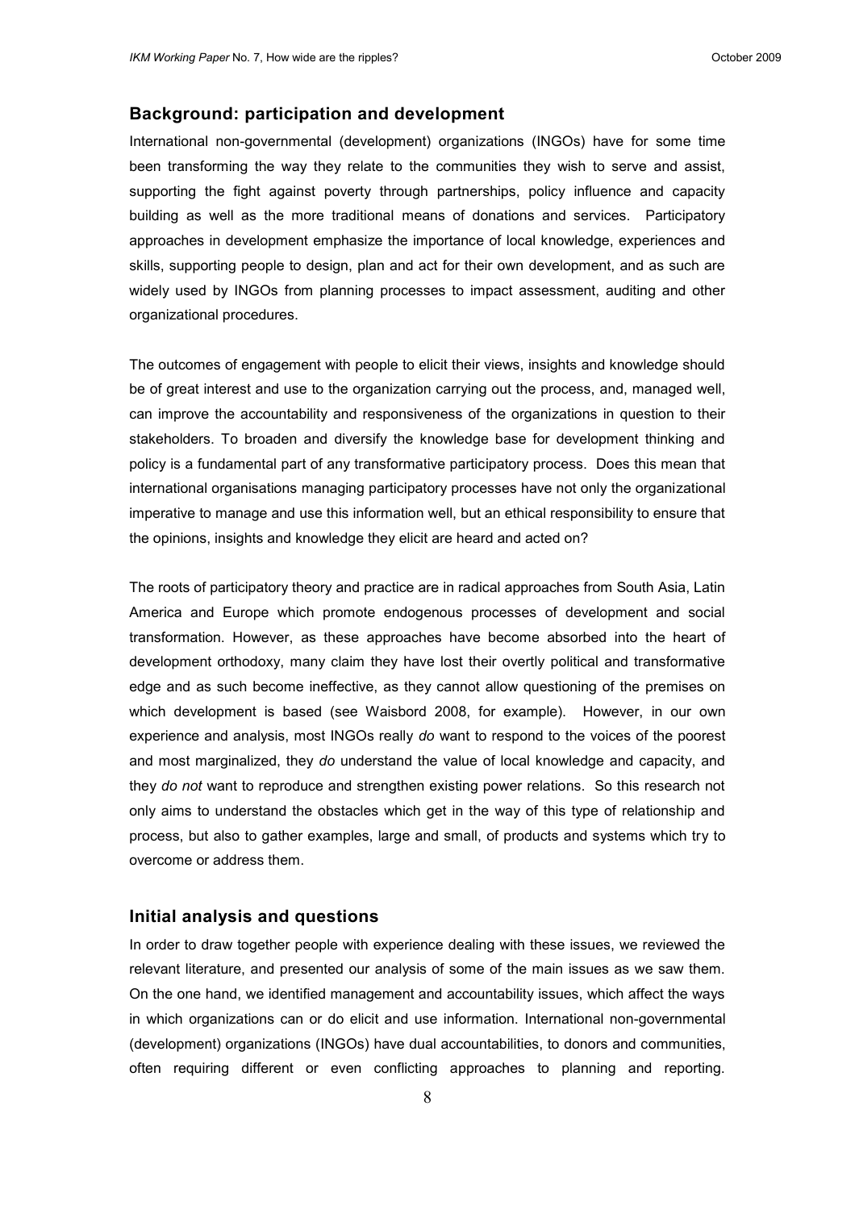## Background: participation and development

International non-governmental (development) organizations (INGOs) have for some time been transforming the way they relate to the communities they wish to serve and assist, supporting the fight against poverty through partnerships, policy influence and capacity building as well as the more traditional means of donations and services. Participatory approaches in development emphasize the importance of local knowledge, experiences and skills, supporting people to design, plan and act for their own development, and as such are widely used by INGOs from planning processes to impact assessment, auditing and other organizational procedures.

The outcomes of engagement with people to elicit their views, insights and knowledge should be of great interest and use to the organization carrying out the process, and, managed well, can improve the accountability and responsiveness of the organizations in question to their stakeholders. To broaden and diversify the knowledge base for development thinking and policy is a fundamental part of any transformative participatory process. Does this mean that international organisations managing participatory processes have not only the organizational imperative to manage and use this information well, but an ethical responsibility to ensure that the opinions, insights and knowledge they elicit are heard and acted on?

The roots of participatory theory and practice are in radical approaches from South Asia, Latin America and Europe which promote endogenous processes of development and social transformation. However, as these approaches have become absorbed into the heart of development orthodoxy, many claim they have lost their overtly political and transformative edge and as such become ineffective, as they cannot allow questioning of the premises on which development is based (see Waisbord 2008, for example). However, in our own experience and analysis, most INGOs really *do* want to respond to the voices of the poorest and most marginalized, they *do* understand the value of local knowledge and capacity, and they *do not* want to reproduce and strengthen existing power relations. So this research not only aims to understand the obstacles which get in the way of this type of relationship and process, but also to gather examples, large and small, of products and systems which try to overcome or address them.

## Initial analysis and questions

In order to draw together people with experience dealing with these issues, we reviewed the relevant literature, and presented our analysis of some of the main issues as we saw them. On the one hand, we identified management and accountability issues, which affect the ways in which organizations can or do elicit and use information. International non-governmental (development) organizations (INGOs) have dual accountabilities, to donors and communities, often requiring different or even conflicting approaches to planning and reporting.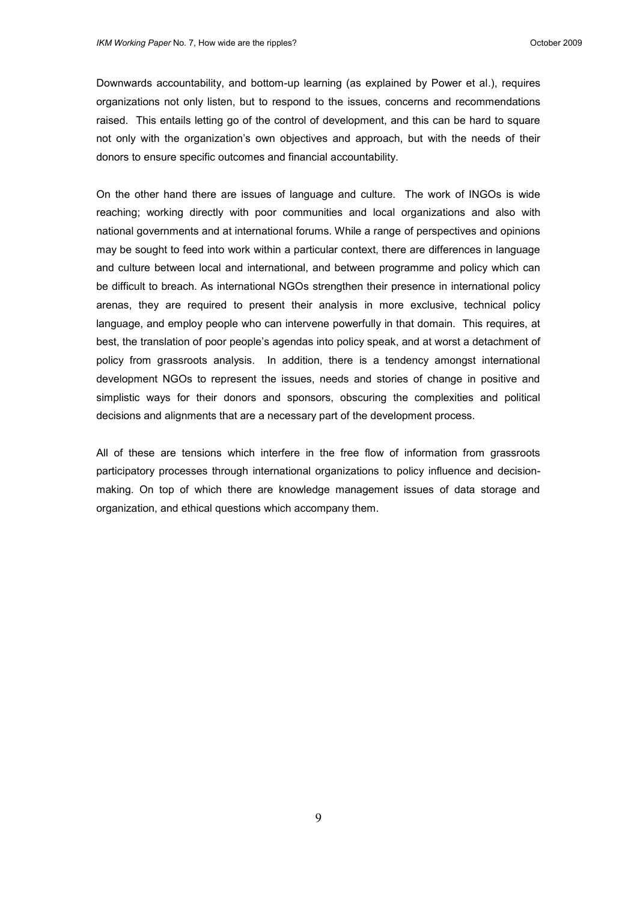Downwards accountability, and bottom-up learning (as explained by Power et al.), requires organizations not only listen, but to respond to the issues, concerns and recommendations raised. This entails letting go of the control of development, and this can be hard to square not only with the organization's own objectives and approach, but with the needs of their donors to ensure specific outcomes and financial accountability.

On the other hand there are issues of language and culture. The work of INGOs is wide reaching; working directly with poor communities and local organizations and also with national governments and at international forums. While a range of perspectives and opinions may be sought to feed into work within a particular context, there are differences in language and culture between local and international, and between programme and policy which can be difficult to breach. As international NGOs strengthen their presence in international policy arenas, they are required to present their analysis in more exclusive, technical policy language, and employ people who can intervene powerfully in that domain. This requires, at best, the translation of poor people's agendas into policy speak, and at worst a detachment of policy from grassroots analysis. In addition, there is a tendency amongst international development NGOs to represent the issues, needs and stories of change in positive and simplistic ways for their donors and sponsors, obscuring the complexities and political decisions and alignments that are a necessary part of the development process.

All of these are tensions which interfere in the free flow of information from grassroots participatory processes through international organizations to policy influence and decision-making. On top of which there are knowledge management issues of data storage and organization, and ethical questions which accompany them.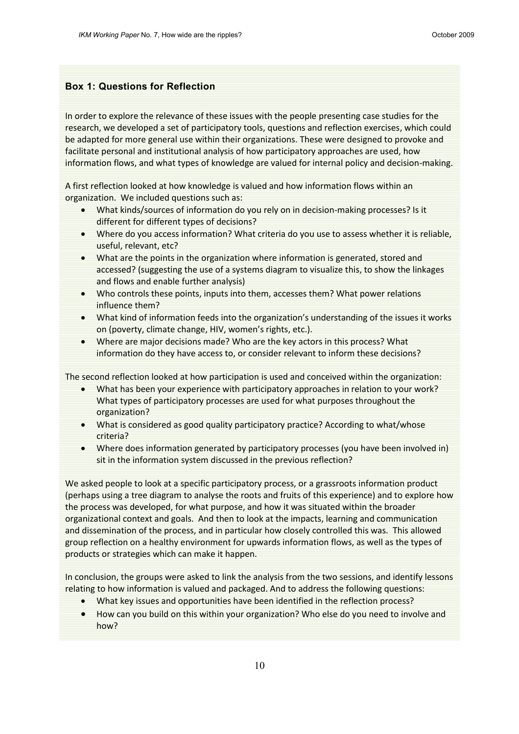### Box 1: Questions for Reflection

In order to explore the relevance of these issues with the people presenting case studies for the research, we developed a set of participatory tools, questions and reflection exercises, which could be adapted for more general use within their organizations. These were designed to provoke and facilitate personal and institutional analysis of how participatory approaches are used, how information flows, and what types of knowledge are valued for internal policy and decision-making.

A first reflection looked at how knowledge is valued and how information flows within an organization. We included questions such as:

- What kinds/sources of information do you rely on in decision-making processes? Is it different for different types of decisions?
- Where do you access information? What criteria do you use to assess whether it is reliable, useful, relevant, etc?
- What are the points in the organization where information is generated, stored and accessed? (suggesting the use of a systems diagram to visualize this, to show the linkages and flows and enable further analysis)
- Who controls these points, inputs into them, accesses them? What power relations influence them?
- What kind of information feeds into the organization's understanding of the issues it works on (poverty, climate change, HIV, women's rights, etc.).
- Where are major decisions made? Who are the key actors in this process? What information do they have access to, or consider relevant to inform these decisions?

The second reflection looked at how participation is used and conceived within the organization:

- What has been your experience with participatory approaches in relation to your work? What types of participatory processes are used for what purposes throughout the organization?
- What is considered as good quality participatory practice? According to what/whose criteria?
- Where does information generated by participatory processes (you have been involved in) sit in the information system discussed in the previous reflection?

We asked people to look at a specific participatory process, or a grassroots information product (perhaps using a tree diagram to analyse the roots and fruits of this experience) and to explore how the process was developed, for what purpose, and how it was situated within the broader organizational context and goals. And then to look at the impacts, learning and communication and dissemination of the process, and in particular how closely controlled this was. This allowed group reflection on a healthy environment for upwards information flows, as well as the types of products or strategies which can make it happen.

In conclusion, the groups were asked to link the analysis from the two sessions, and identify lessons relating to how information is valued and packaged. And to address the following questions:

- What key issues and opportunities have been identified in the reflection process?
- How can you build on this within your organization? Who else do you need to involve and how?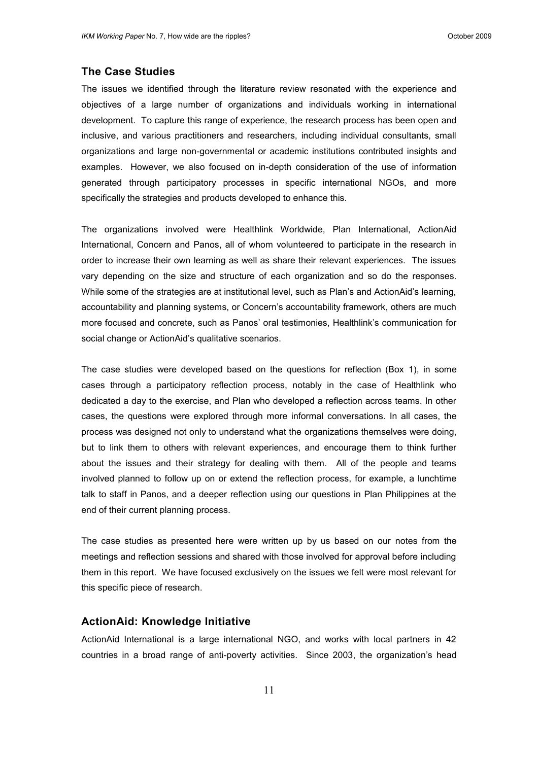## The Case Studies

The issues we identified through the literature review resonated with the experience and objectives of a large number of organizations and individuals working in international development. To capture this range of experience, the research process has been open and inclusive, and various practitioners and researchers, including individual consultants, small organizations and large non-governmental or academic institutions contributed insights and examples. However, we also focused on in-depth consideration of the use of information generated through participatory processes in specific international NGOs, and more specifically the strategies and products developed to enhance this.

The organizations involved were Healthlink Worldwide, Plan International, ActionAid International, Concern and Panos, all of whom volunteered to participate in the research in order to increase their own learning as well as share their relevant experiences. The issues vary depending on the size and structure of each organization and so do the responses. While some of the strategies are at institutional level, such as Plan's and ActionAid's learning, accountability and planning systems, or Concern's accountability framework, others are much more focused and concrete, such as Panos' oral testimonies, Healthlink's communication for social change or ActionAid's qualitative scenarios.

The case studies were developed based on the questions for reflection (Box 1), in some cases through a participatory reflection process, notably in the case of Healthlink who dedicated a day to the exercise, and Plan who developed a reflection across teams. In other cases, the questions were explored through more informal conversations. In all cases, the process was designed not only to understand what the organizations themselves were doing, but to link them to others with relevant experiences, and encourage them to think further about the issues and their strategy for dealing with them. All of the people and teams involved planned to follow up on or extend the reflection process, for example, a lunchtime talk to staff in Panos, and a deeper reflection using our questions in Plan Philippines at the end of their current planning process.

The case studies as presented here were written up by us based on our notes from the meetings and reflection sessions and shared with those involved for approval before including them in this report. We have focused exclusively on the issues we felt were most relevant for this specific piece of research.

## ActionAid: Knowledge Initiative

ActionAid International is a large international NGO, and works with local partners in 42 countries in a broad range of anti-poverty activities. Since 2003, the organization's head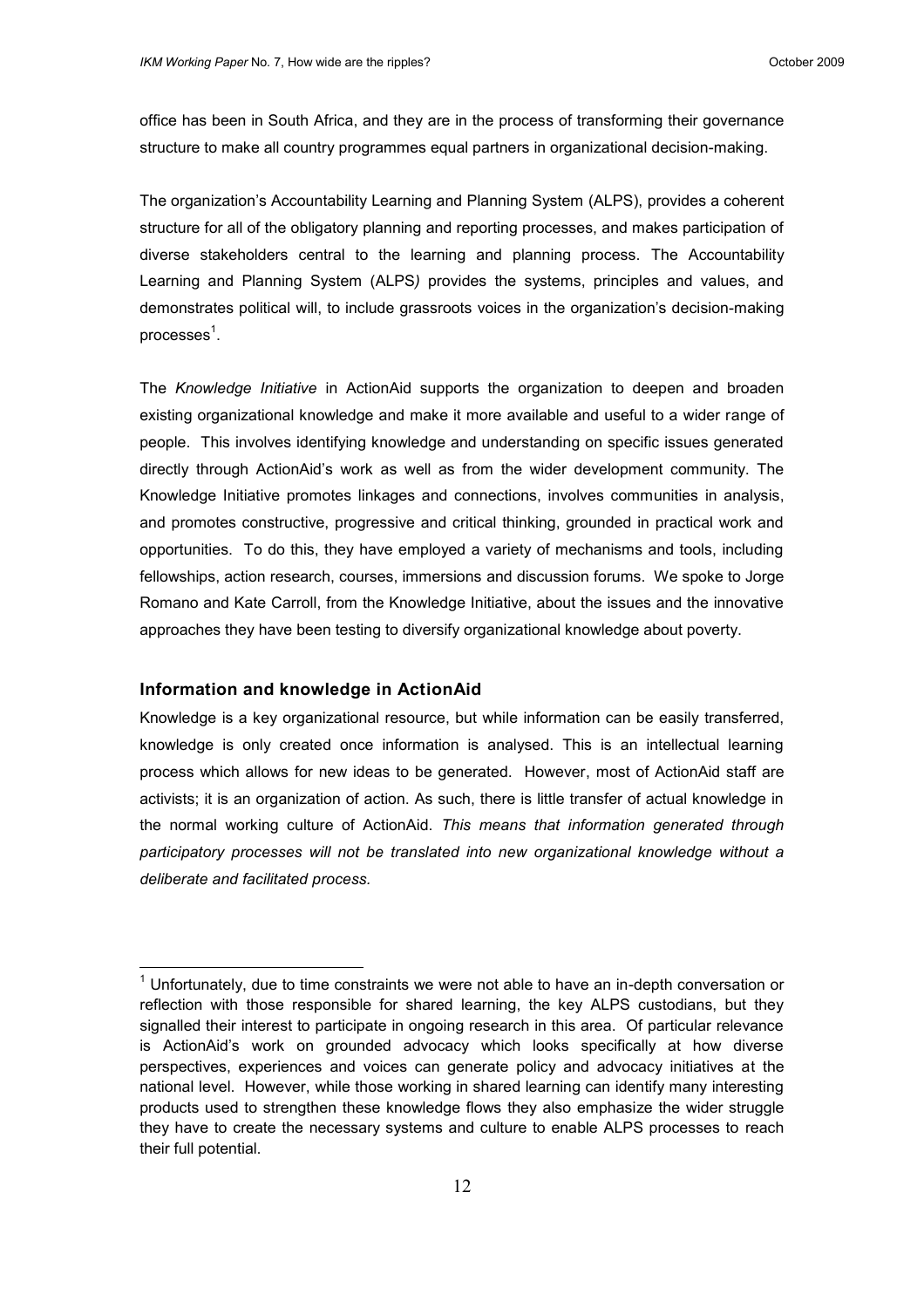office has been in South Africa, and they are in the process of transforming their governance structure to make all country programmes equal partners in organizational decision-making.

The organization's Accountability Learning and Planning System (ALPS), provides a coherent structure for all of the obligatory planning and reporting processes, and makes participation of diverse stakeholders central to the learning and planning process. The Accountability Learning and Planning System (ALPS*)* provides the systems, principles and values, and demonstrates political will, to include grassroots voices in the organization's decision-making processes[1].

The *Knowledge Initiative* in ActionAid supports the organization to deepen and broaden existing organizational knowledge and make it more available and useful to a wider range of people. This involves identifying knowledge and understanding on specific issues generated directly through ActionAid's work as well as from the wider development community. The Knowledge Initiative promotes linkages and connections, involves communities in analysis, and promotes constructive, progressive and critical thinking, grounded in practical work and opportunities. To do this, they have employed a variety of mechanisms and tools, including fellowships, action research, courses, immersions and discussion forums. We spoke to Jorge Romano and Kate Carroll, from the Knowledge Initiative, about the issues and the innovative approaches they have been testing to diversify organizational knowledge about poverty.

### Information and knowledge in ActionAid

Knowledge is a key organizational resource, but while information can be easily transferred, knowledge is only created once information is analysed. This is an intellectual learning process which allows for new ideas to be generated. However, most of ActionAid staff are activists; it is an organization of action. As such, there is little transfer of actual knowledge in the normal working culture of ActionAid. *This means that information generated through participatory processes will not be translated into new organizational knowledge without a deliberate and facilitated process.*

---

[1] Unfortunately, due to time constraints we were not able to have an in-depth conversation or reflection with those responsible for shared learning, the key ALPS custodians, but they signalled their interest to participate in ongoing research in this area. Of particular relevance is ActionAid's work on grounded advocacy which looks specifically at how diverse perspectives, experiences and voices can generate policy and advocacy initiatives at the national level. However, while those working in shared learning can identify many interesting products used to strengthen these knowledge flows they also emphasize the wider struggle they have to create the necessary systems and culture to enable ALPS processes to reach their full potential.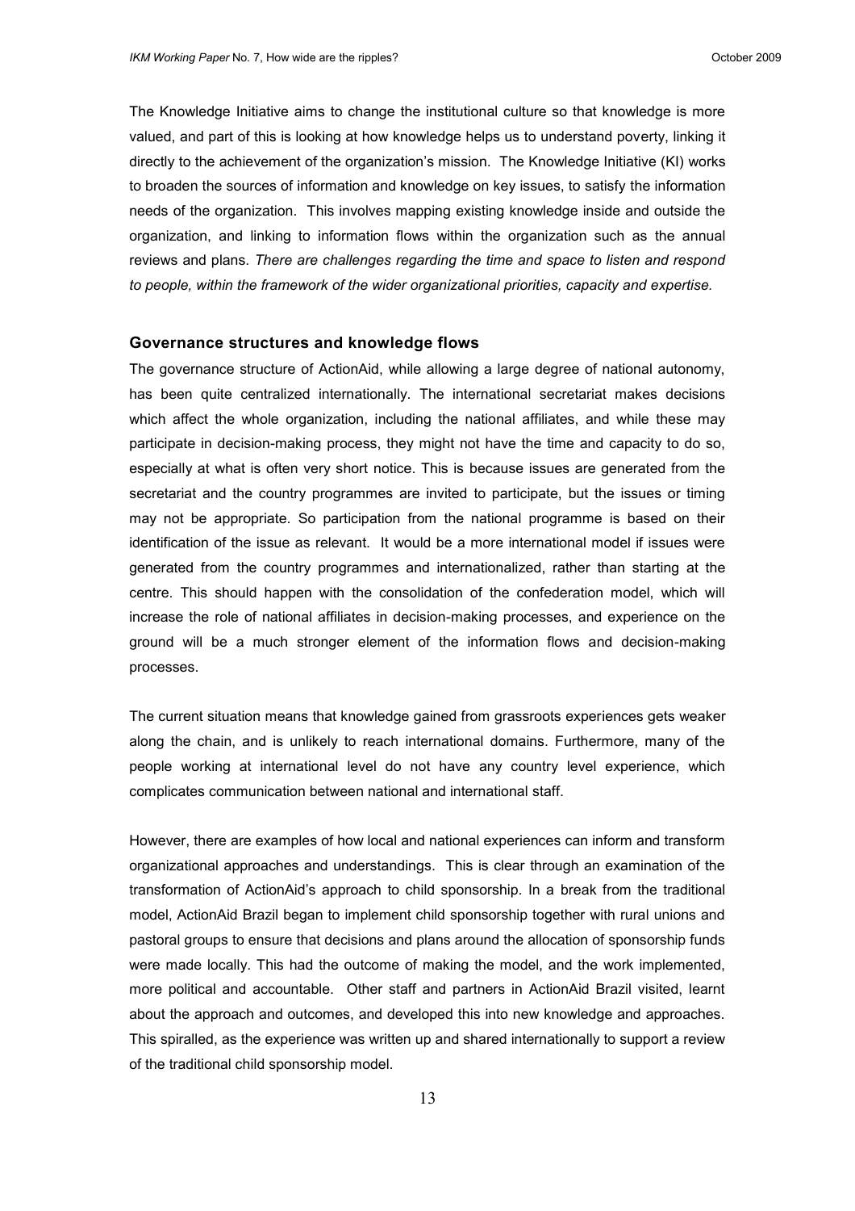The Knowledge Initiative aims to change the institutional culture so that knowledge is more valued, and part of this is looking at how knowledge helps us to understand poverty, linking it directly to the achievement of the organization's mission. The Knowledge Initiative (KI) works to broaden the sources of information and knowledge on key issues, to satisfy the information needs of the organization. This involves mapping existing knowledge inside and outside the organization, and linking to information flows within the organization such as the annual reviews and plans. *There are challenges regarding the time and space to listen and respond to people, within the framework of the wider organizational priorities, capacity and expertise.*

### Governance structures and knowledge flows

The governance structure of ActionAid, while allowing a large degree of national autonomy, has been quite centralized internationally. The international secretariat makes decisions which affect the whole organization, including the national affiliates, and while these may participate in decision-making process, they might not have the time and capacity to do so, especially at what is often very short notice. This is because issues are generated from the secretariat and the country programmes are invited to participate, but the issues or timing may not be appropriate. So participation from the national programme is based on their identification of the issue as relevant. It would be a more international model if issues were generated from the country programmes and internationalized, rather than starting at the centre. This should happen with the consolidation of the confederation model, which will increase the role of national affiliates in decision-making processes, and experience on the ground will be a much stronger element of the information flows and decision-making processes.

The current situation means that knowledge gained from grassroots experiences gets weaker along the chain, and is unlikely to reach international domains. Furthermore, many of the people working at international level do not have any country level experience, which complicates communication between national and international staff.

However, there are examples of how local and national experiences can inform and transform organizational approaches and understandings. This is clear through an examination of the transformation of ActionAid's approach to child sponsorship. In a break from the traditional model, ActionAid Brazil began to implement child sponsorship together with rural unions and pastoral groups to ensure that decisions and plans around the allocation of sponsorship funds were made locally. This had the outcome of making the model, and the work implemented, more political and accountable. Other staff and partners in ActionAid Brazil visited, learnt about the approach and outcomes, and developed this into new knowledge and approaches. This spiralled, as the experience was written up and shared internationally to support a review of the traditional child sponsorship model.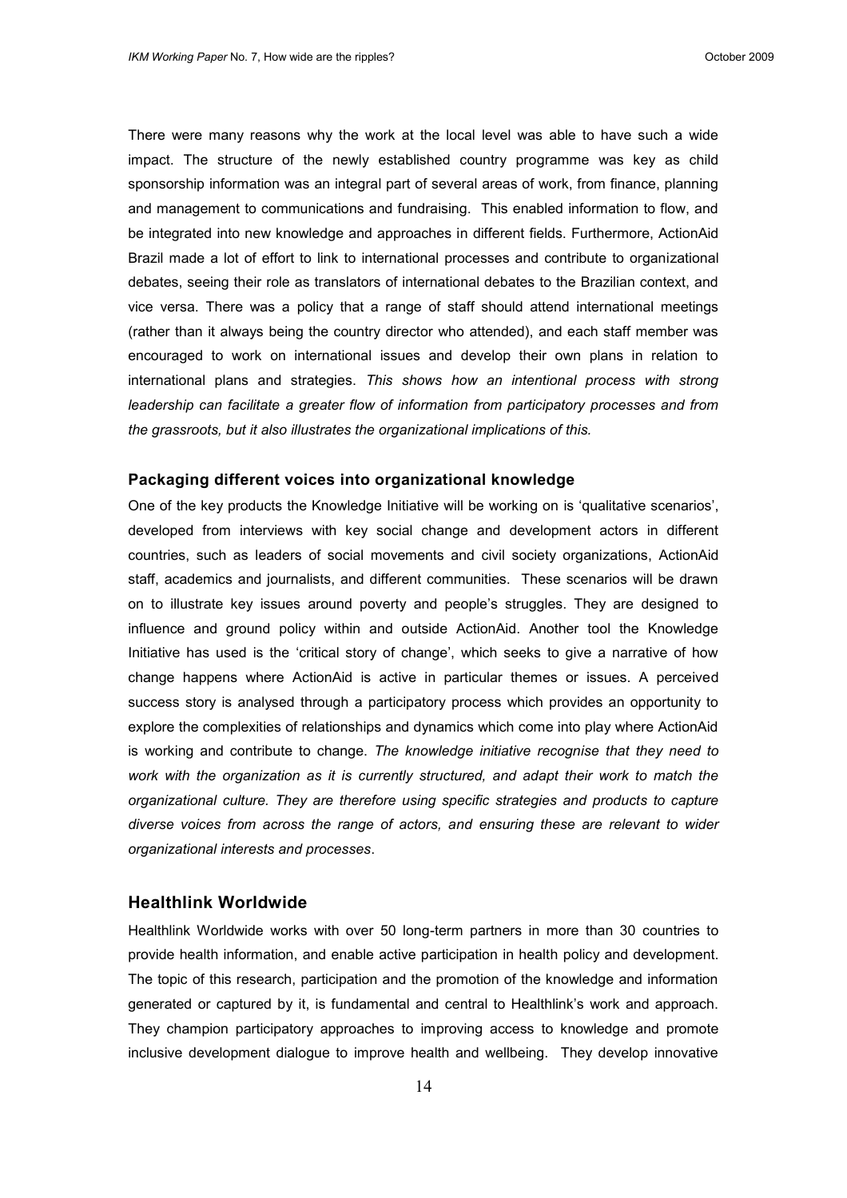There were many reasons why the work at the local level was able to have such a wide impact. The structure of the newly established country programme was key as child sponsorship information was an integral part of several areas of work, from finance, planning and management to communications and fundraising. This enabled information to flow, and be integrated into new knowledge and approaches in different fields. Furthermore, ActionAid Brazil made a lot of effort to link to international processes and contribute to organizational debates, seeing their role as translators of international debates to the Brazilian context, and vice versa. There was a policy that a range of staff should attend international meetings (rather than it always being the country director who attended), and each staff member was encouraged to work on international issues and develop their own plans in relation to international plans and strategies. *This shows how an intentional process with strong leadership can facilitate a greater flow of information from participatory processes and from the grassroots, but it also illustrates the organizational implications of this.*

### Packaging different voices into organizational knowledge

One of the key products the Knowledge Initiative will be working on is 'qualitative scenarios', developed from interviews with key social change and development actors in different countries, such as leaders of social movements and civil society organizations, ActionAid staff, academics and journalists, and different communities. These scenarios will be drawn on to illustrate key issues around poverty and people's struggles. They are designed to influence and ground policy within and outside ActionAid. Another tool the Knowledge Initiative has used is the 'critical story of change', which seeks to give a narrative of how change happens where ActionAid is active in particular themes or issues. A perceived success story is analysed through a participatory process which provides an opportunity to explore the complexities of relationships and dynamics which come into play where ActionAid is working and contribute to change. *The knowledge initiative recognise that they need to work with the organization as it is currently structured, and adapt their work to match the organizational culture. They are therefore using specific strategies and products to capture diverse voices from across the range of actors, and ensuring these are relevant to wider organizational interests and processes*.

## Healthlink Worldwide

Healthlink Worldwide works with over 50 long-term partners in more than 30 countries to provide health information, and enable active participation in health policy and development. The topic of this research, participation and the promotion of the knowledge and information generated or captured by it, is fundamental and central to Healthlink's work and approach. They champion participatory approaches to improving access to knowledge and promote inclusive development dialogue to improve health and wellbeing. They develop innovative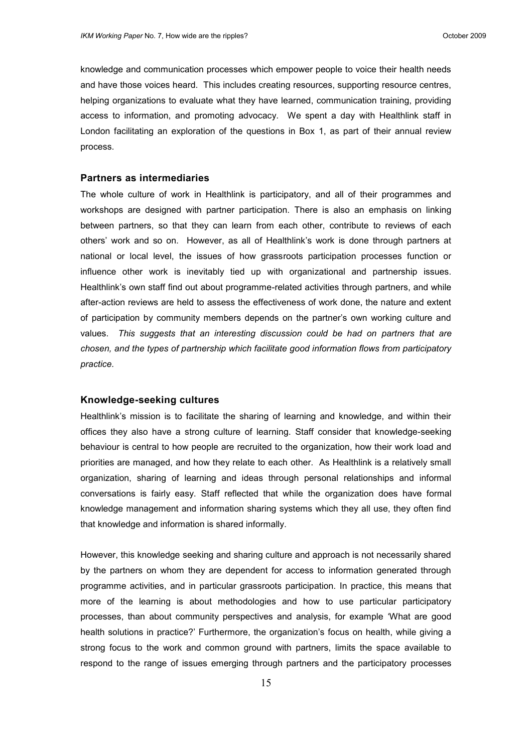knowledge and communication processes which empower people to voice their health needs and have those voices heard. This includes creating resources, supporting resource centres, helping organizations to evaluate what they have learned, communication training, providing access to information, and promoting advocacy. We spent a day with Healthlink staff in London facilitating an exploration of the questions in Box 1, as part of their annual review process.

### Partners as intermediaries

The whole culture of work in Healthlink is participatory, and all of their programmes and workshops are designed with partner participation. There is also an emphasis on linking between partners, so that they can learn from each other, contribute to reviews of each others' work and so on. However, as all of Healthlink's work is done through partners at national or local level, the issues of how grassroots participation processes function or influence other work is inevitably tied up with organizational and partnership issues. Healthlink's own staff find out about programme-related activities through partners, and while after-action reviews are held to assess the effectiveness of work done, the nature and extent of participation by community members depends on the partner's own working culture and values. *This suggests that an interesting discussion could be had on partners that are chosen, and the types of partnership which facilitate good information flows from participatory practice.*

### Knowledge-seeking cultures

Healthlink's mission is to facilitate the sharing of learning and knowledge, and within their offices they also have a strong culture of learning. Staff consider that knowledge-seeking behaviour is central to how people are recruited to the organization, how their work load and priorities are managed, and how they relate to each other. As Healthlink is a relatively small organization, sharing of learning and ideas through personal relationships and informal conversations is fairly easy. Staff reflected that while the organization does have formal knowledge management and information sharing systems which they all use, they often find that knowledge and information is shared informally.

However, this knowledge seeking and sharing culture and approach is not necessarily shared by the partners on whom they are dependent for access to information generated through programme activities, and in particular grassroots participation. In practice, this means that more of the learning is about methodologies and how to use particular participatory processes, than about community perspectives and analysis, for example 'What are good health solutions in practice?' Furthermore, the organization's focus on health, while giving a strong focus to the work and common ground with partners, limits the space available to respond to the range of issues emerging through partners and the participatory processes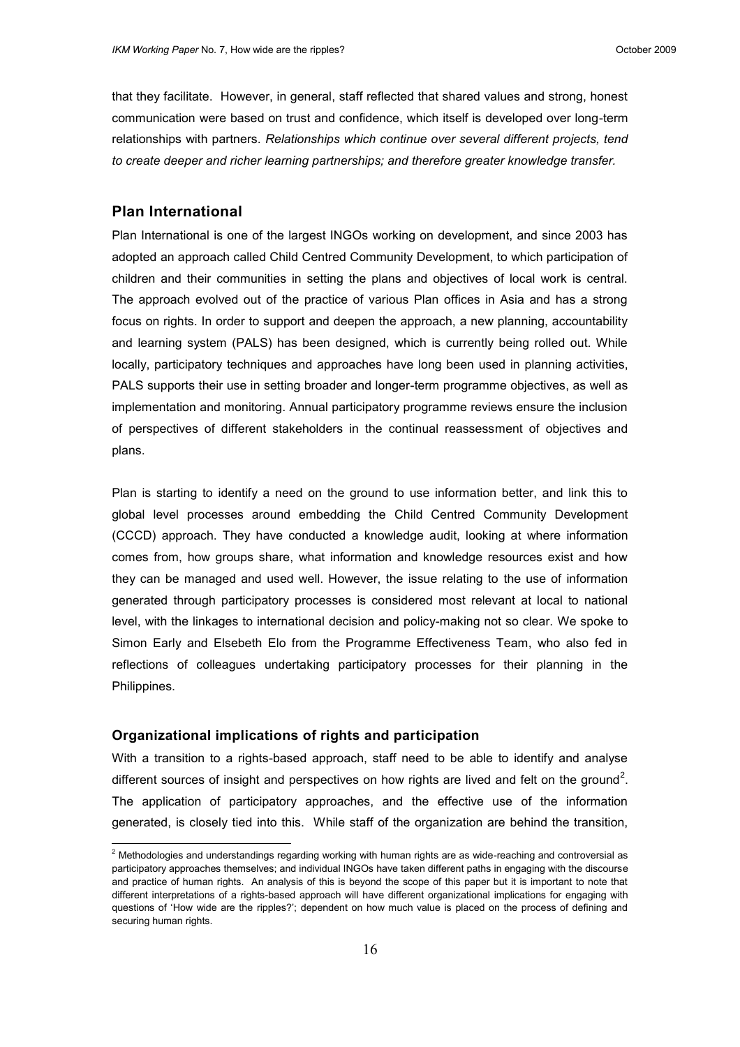that they facilitate. However, in general, staff reflected that shared values and strong, honest communication were based on trust and confidence, which itself is developed over long-term relationships with partners. *Relationships which continue over several different projects, tend to create deeper and richer learning partnerships; and therefore greater knowledge transfer.*

## Plan International

Plan International is one of the largest INGOs working on development, and since 2003 has adopted an approach called Child Centred Community Development, to which participation of children and their communities in setting the plans and objectives of local work is central. The approach evolved out of the practice of various Plan offices in Asia and has a strong focus on rights. In order to support and deepen the approach, a new planning, accountability and learning system (PALS) has been designed, which is currently being rolled out. While locally, participatory techniques and approaches have long been used in planning activities, PALS supports their use in setting broader and longer-term programme objectives, as well as implementation and monitoring. Annual participatory programme reviews ensure the inclusion of perspectives of different stakeholders in the continual reassessment of objectives and plans.

Plan is starting to identify a need on the ground to use information better, and link this to global level processes around embedding the Child Centred Community Development (CCCD) approach. They have conducted a knowledge audit, looking at where information comes from, how groups share, what information and knowledge resources exist and how they can be managed and used well. However, the issue relating to the use of information generated through participatory processes is considered most relevant at local to national level, with the linkages to international decision and policy-making not so clear. We spoke to Simon Early and Elsebeth Elo from the Programme Effectiveness Team, who also fed in reflections of colleagues undertaking participatory processes for their planning in the Philippines.

### Organizational implications of rights and participation

With a transition to a rights-based approach, staff need to be able to identify and analyse different sources of insight and perspectives on how rights are lived and felt on the ground[2]. The application of participatory approaches, and the effective use of the information generated, is closely tied into this. While staff of the organization are behind the transition,

[2] Methodologies and understandings regarding working with human rights are as wide-reaching and controversial as participatory approaches themselves; and individual INGOs have taken different paths in engaging with the discourse and practice of human rights. An analysis of this is beyond the scope of this paper but it is important to note that different interpretations of a rights-based approach will have different organizational implications for engaging with questions of 'How wide are the ripples?'; dependent on how much value is placed on the process of defining and securing human rights.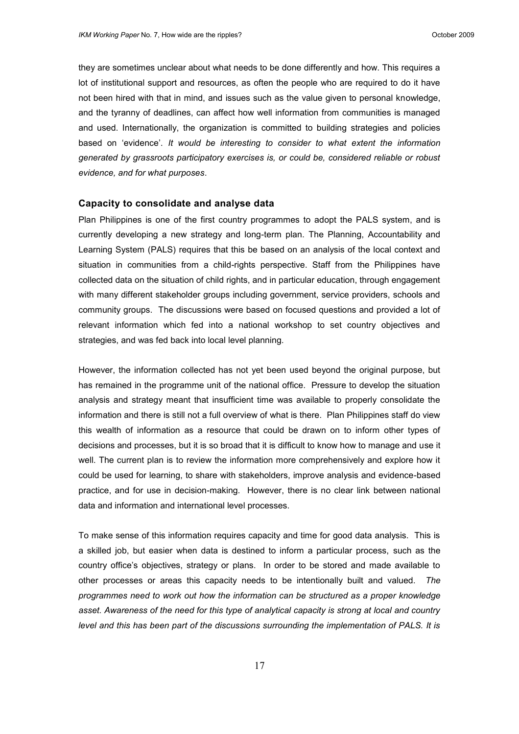they are sometimes unclear about what needs to be done differently and how. This requires a lot of institutional support and resources, as often the people who are required to do it have not been hired with that in mind, and issues such as the value given to personal knowledge, and the tyranny of deadlines, can affect how well information from communities is managed and used. Internationally, the organization is committed to building strategies and policies based on 'evidence'. *It would be interesting to consider to what extent the information generated by grassroots participatory exercises is, or could be, considered reliable or robust evidence, and for what purposes*.

### Capacity to consolidate and analyse data

Plan Philippines is one of the first country programmes to adopt the PALS system, and is currently developing a new strategy and long-term plan. The Planning, Accountability and Learning System (PALS) requires that this be based on an analysis of the local context and situation in communities from a child-rights perspective. Staff from the Philippines have collected data on the situation of child rights, and in particular education, through engagement with many different stakeholder groups including government, service providers, schools and community groups. The discussions were based on focused questions and provided a lot of relevant information which fed into a national workshop to set country objectives and strategies, and was fed back into local level planning.

However, the information collected has not yet been used beyond the original purpose, but has remained in the programme unit of the national office. Pressure to develop the situation analysis and strategy meant that insufficient time was available to properly consolidate the information and there is still not a full overview of what is there. Plan Philippines staff do view this wealth of information as a resource that could be drawn on to inform other types of decisions and processes, but it is so broad that it is difficult to know how to manage and use it well. The current plan is to review the information more comprehensively and explore how it could be used for learning, to share with stakeholders, improve analysis and evidence-based practice, and for use in decision-making. However, there is no clear link between national data and information and international level processes.

To make sense of this information requires capacity and time for good data analysis. This is a skilled job, but easier when data is destined to inform a particular process, such as the country office's objectives, strategy or plans. In order to be stored and made available to other processes or areas this capacity needs to be intentionally built and valued. *The programmes need to work out how the information can be structured as a proper knowledge asset. Awareness of the need for this type of analytical capacity is strong at local and country level and this has been part of the discussions surrounding the implementation of PALS. It is*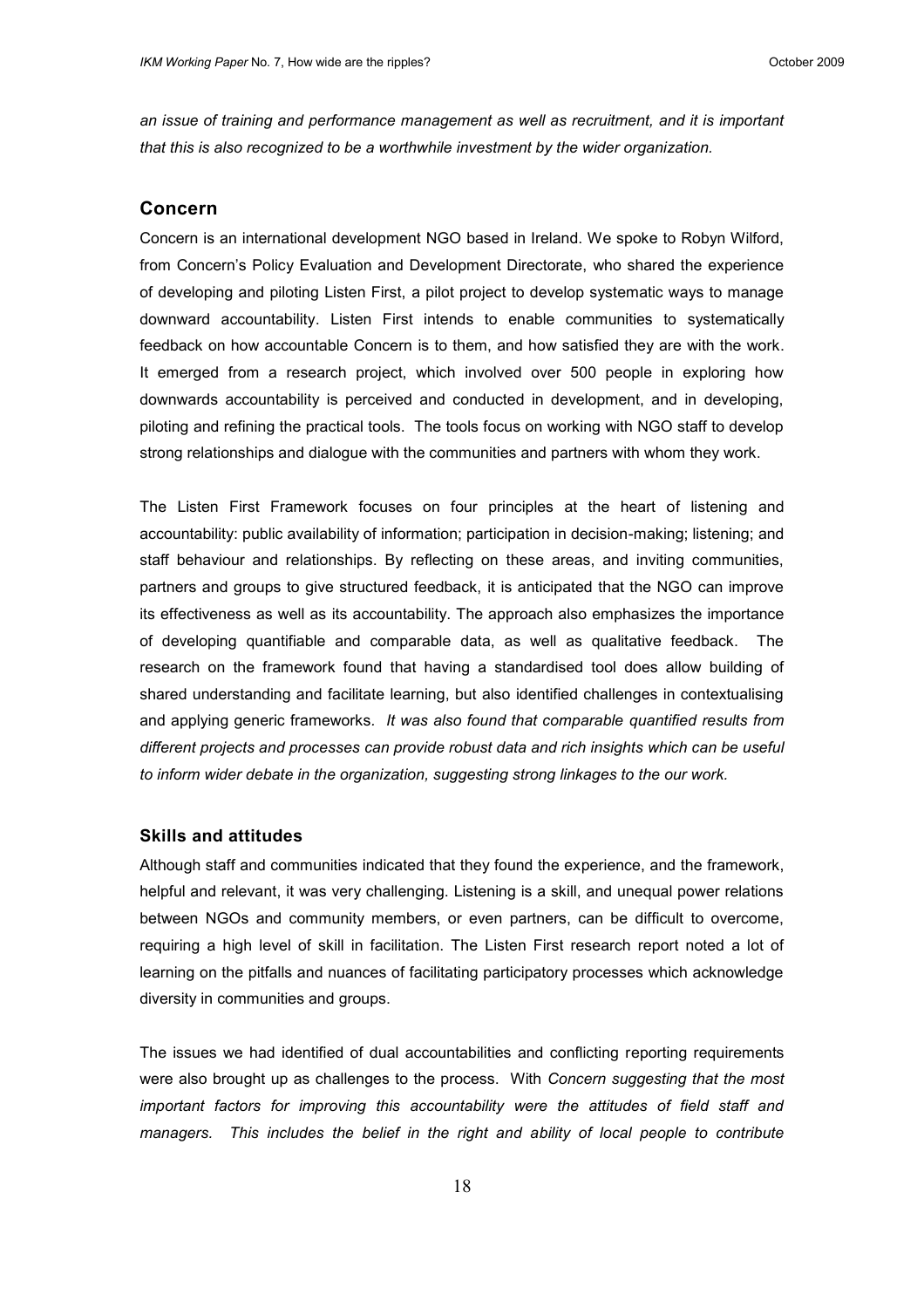*an issue of training and performance management as well as recruitment, and it is important that this is also recognized to be a worthwhile investment by the wider organization.*

## Concern

Concern is an international development NGO based in Ireland. We spoke to Robyn Wilford, from Concern's Policy Evaluation and Development Directorate, who shared the experience of developing and piloting Listen First, a pilot project to develop systematic ways to manage downward accountability. Listen First intends to enable communities to systematically feedback on how accountable Concern is to them, and how satisfied they are with the work. It emerged from a research project, which involved over 500 people in exploring how downwards accountability is perceived and conducted in development, and in developing, piloting and refining the practical tools. The tools focus on working with NGO staff to develop strong relationships and dialogue with the communities and partners with whom they work.

The Listen First Framework focuses on four principles at the heart of listening and accountability: public availability of information; participation in decision-making; listening; and staff behaviour and relationships. By reflecting on these areas, and inviting communities, partners and groups to give structured feedback, it is anticipated that the NGO can improve its effectiveness as well as its accountability. The approach also emphasizes the importance of developing quantifiable and comparable data, as well as qualitative feedback. The research on the framework found that having a standardised tool does allow building of shared understanding and facilitate learning, but also identified challenges in contextualising and applying generic frameworks. *It was also found that comparable quantified results from different projects and processes can provide robust data and rich insights which can be useful to inform wider debate in the organization, suggesting strong linkages to the our work.*

### Skills and attitudes

Although staff and communities indicated that they found the experience, and the framework, helpful and relevant, it was very challenging. Listening is a skill, and unequal power relations between NGOs and community members, or even partners, can be difficult to overcome, requiring a high level of skill in facilitation. The Listen First research report noted a lot of learning on the pitfalls and nuances of facilitating participatory processes which acknowledge diversity in communities and groups.

The issues we had identified of dual accountabilities and conflicting reporting requirements were also brought up as challenges to the process. With *Concern suggesting that the most important factors for improving this accountability were the attitudes of field staff and managers. This includes the belief in the right and ability of local people to contribute*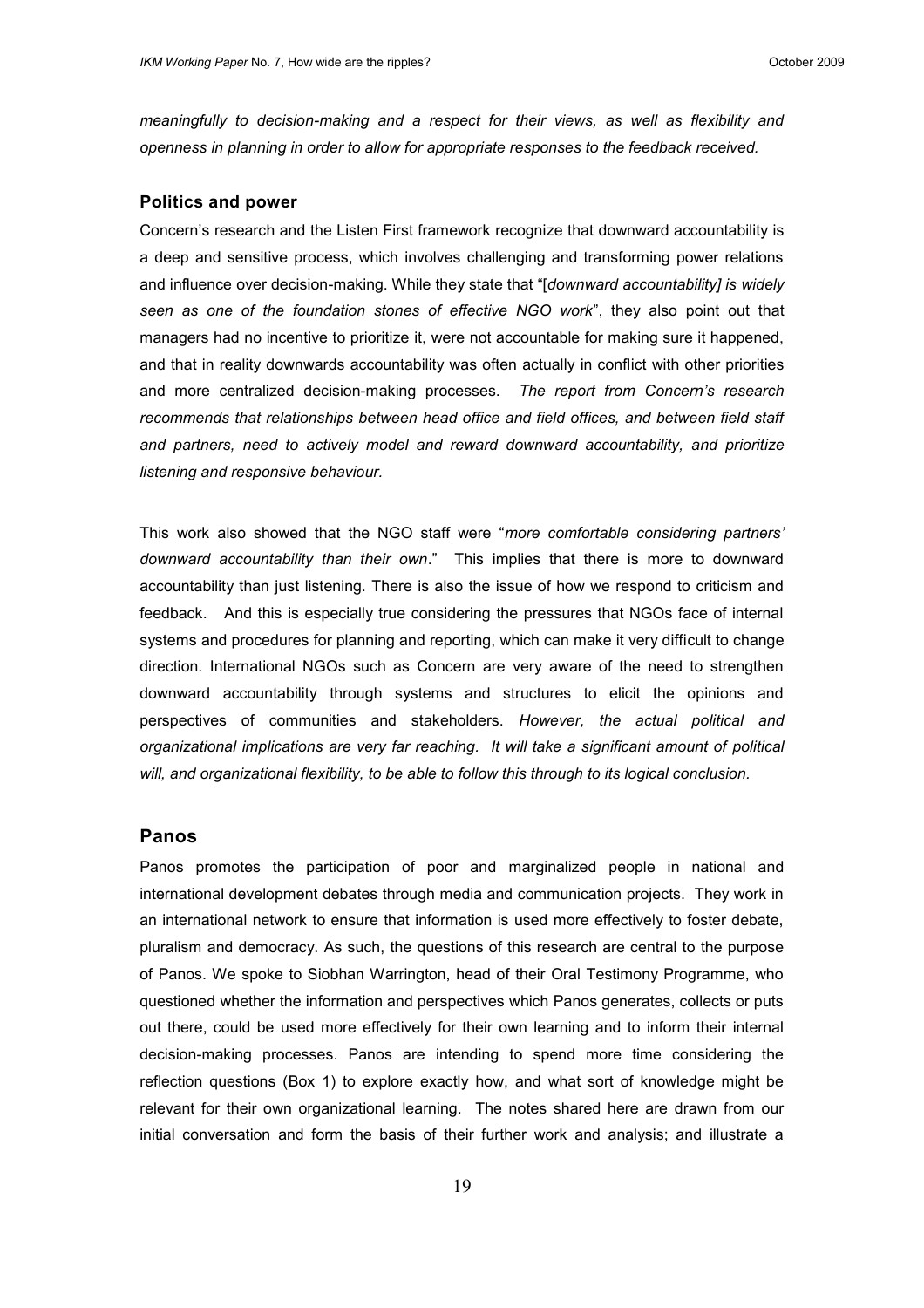*meaningfully to decision-making and a respect for their views, as well as flexibility and openness in planning in order to allow for appropriate responses to the feedback received.*

### Politics and power

Concern's research and the Listen First framework recognize that downward accountability is a deep and sensitive process, which involves challenging and transforming power relations and influence over decision-making. While they state that "[*downward accountability] is widely seen as one of the foundation stones of effective NGO work*", they also point out that managers had no incentive to prioritize it, were not accountable for making sure it happened, and that in reality downwards accountability was often actually in conflict with other priorities and more centralized decision-making processes. *The report from Concern's research recommends that relationships between head office and field offices, and between field staff and partners, need to actively model and reward downward accountability, and prioritize listening and responsive behaviour.*

This work also showed that the NGO staff were "*more comfortable considering partners' downward accountability than their own*." This implies that there is more to downward accountability than just listening. There is also the issue of how we respond to criticism and feedback. And this is especially true considering the pressures that NGOs face of internal systems and procedures for planning and reporting, which can make it very difficult to change direction. International NGOs such as Concern are very aware of the need to strengthen downward accountability through systems and structures to elicit the opinions and perspectives of communities and stakeholders. *However, the actual political and organizational implications are very far reaching. It will take a significant amount of political will, and organizational flexibility, to be able to follow this through to its logical conclusion.*

## Panos

Panos promotes the participation of poor and marginalized people in national and international development debates through media and communication projects. They work in an international network to ensure that information is used more effectively to foster debate, pluralism and democracy. As such, the questions of this research are central to the purpose of Panos. We spoke to Siobhan Warrington, head of their Oral Testimony Programme, who questioned whether the information and perspectives which Panos generates, collects or puts out there, could be used more effectively for their own learning and to inform their internal decision-making processes. Panos are intending to spend more time considering the reflection questions (Box 1) to explore exactly how, and what sort of knowledge might be relevant for their own organizational learning. The notes shared here are drawn from our initial conversation and form the basis of their further work and analysis; and illustrate a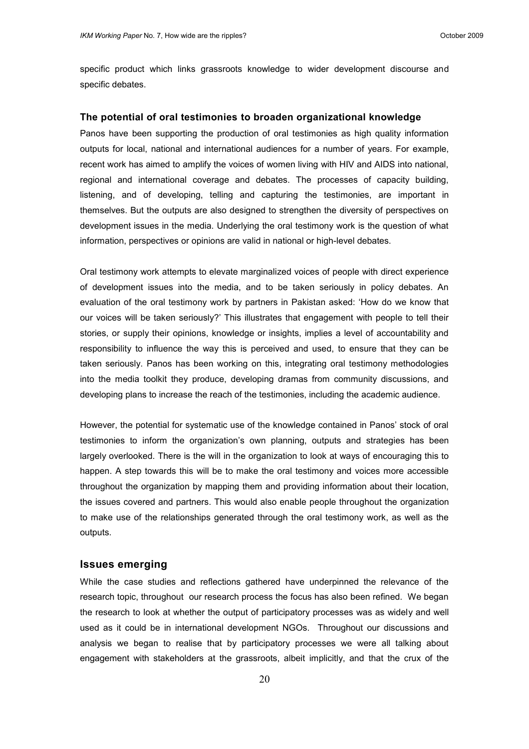specific product which links grassroots knowledge to wider development discourse and specific debates.

### The potential of oral testimonies to broaden organizational knowledge

Panos have been supporting the production of oral testimonies as high quality information outputs for local, national and international audiences for a number of years. For example, recent work has aimed to amplify the voices of women living with HIV and AIDS into national, regional and international coverage and debates. The processes of capacity building, listening, and of developing, telling and capturing the testimonies, are important in themselves. But the outputs are also designed to strengthen the diversity of perspectives on development issues in the media. Underlying the oral testimony work is the question of what information, perspectives or opinions are valid in national or high-level debates.

Oral testimony work attempts to elevate marginalized voices of people with direct experience of development issues into the media, and to be taken seriously in policy debates. An evaluation of the oral testimony work by partners in Pakistan asked: 'How do we know that our voices will be taken seriously?' This illustrates that engagement with people to tell their stories, or supply their opinions, knowledge or insights, implies a level of accountability and responsibility to influence the way this is perceived and used, to ensure that they can be taken seriously. Panos has been working on this, integrating oral testimony methodologies into the media toolkit they produce, developing dramas from community discussions, and developing plans to increase the reach of the testimonies, including the academic audience.

However, the potential for systematic use of the knowledge contained in Panos' stock of oral testimonies to inform the organization's own planning, outputs and strategies has been largely overlooked. There is the will in the organization to look at ways of encouraging this to happen. A step towards this will be to make the oral testimony and voices more accessible throughout the organization by mapping them and providing information about their location, the issues covered and partners. This would also enable people throughout the organization to make use of the relationships generated through the oral testimony work, as well as the outputs.

## Issues emerging

While the case studies and reflections gathered have underpinned the relevance of the research topic, throughout our research process the focus has also been refined. We began the research to look at whether the output of participatory processes was as widely and well used as it could be in international development NGOs. Throughout our discussions and analysis we began to realise that by participatory processes we were all talking about engagement with stakeholders at the grassroots, albeit implicitly, and that the crux of the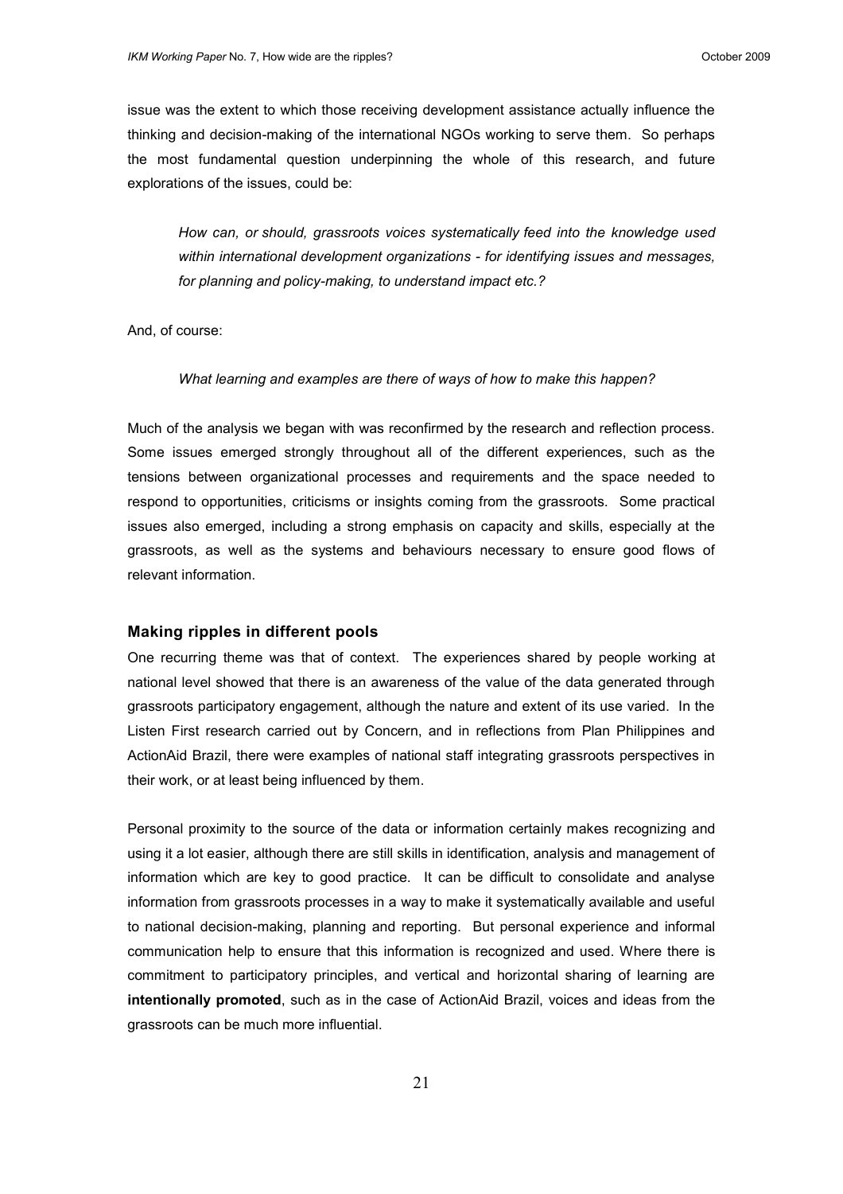issue was the extent to which those receiving development assistance actually influence the thinking and decision-making of the international NGOs working to serve them. So perhaps the most fundamental question underpinning the whole of this research, and future explorations of the issues, could be:

> *How can, or should, grassroots voices systematically feed into the knowledge used within international development organizations - for identifying issues and messages, for planning and policy-making, to understand impact etc.?*

And, of course:

> *What learning and examples are there of ways of how to make this happen?*

Much of the analysis we began with was reconfirmed by the research and reflection process. Some issues emerged strongly throughout all of the different experiences, such as the tensions between organizational processes and requirements and the space needed to respond to opportunities, criticisms or insights coming from the grassroots. Some practical issues also emerged, including a strong emphasis on capacity and skills, especially at the grassroots, as well as the systems and behaviours necessary to ensure good flows of relevant information.

### Making ripples in different pools

One recurring theme was that of context. The experiences shared by people working at national level showed that there is an awareness of the value of the data generated through grassroots participatory engagement, although the nature and extent of its use varied. In the Listen First research carried out by Concern, and in reflections from Plan Philippines and ActionAid Brazil, there were examples of national staff integrating grassroots perspectives in their work, or at least being influenced by them.

Personal proximity to the source of the data or information certainly makes recognizing and using it a lot easier, although there are still skills in identification, analysis and management of information which are key to good practice. It can be difficult to consolidate and analyse information from grassroots processes in a way to make it systematically available and useful to national decision-making, planning and reporting. But personal experience and informal communication help to ensure that this information is recognized and used. Where there is commitment to participatory principles, and vertical and horizontal sharing of learning are **intentionally promoted**, such as in the case of ActionAid Brazil, voices and ideas from the grassroots can be much more influential.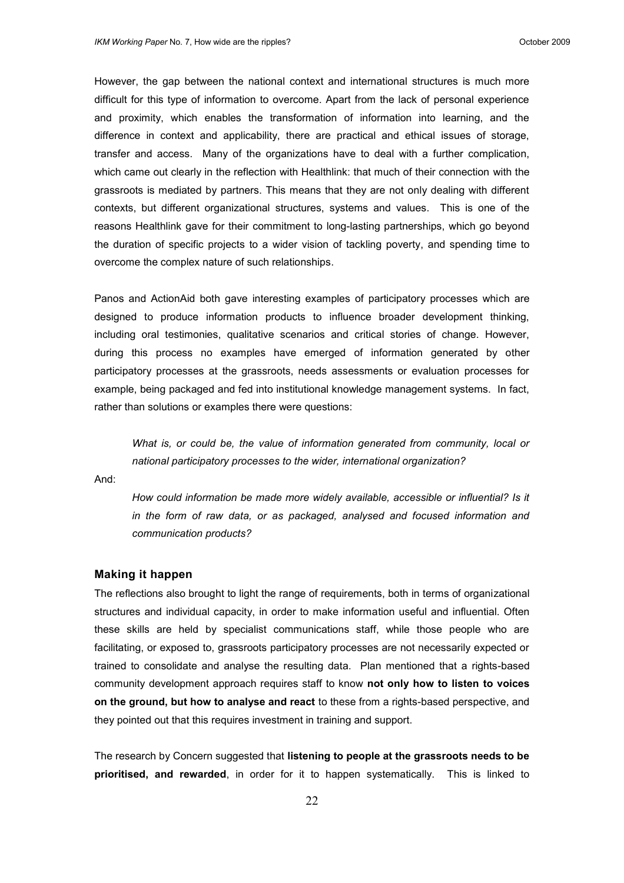However, the gap between the national context and international structures is much more difficult for this type of information to overcome. Apart from the lack of personal experience and proximity, which enables the transformation of information into learning, and the difference in context and applicability, there are practical and ethical issues of storage, transfer and access. Many of the organizations have to deal with a further complication, which came out clearly in the reflection with Healthlink: that much of their connection with the grassroots is mediated by partners. This means that they are not only dealing with different contexts, but different organizational structures, systems and values. This is one of the reasons Healthlink gave for their commitment to long-lasting partnerships, which go beyond the duration of specific projects to a wider vision of tackling poverty, and spending time to overcome the complex nature of such relationships.

Panos and ActionAid both gave interesting examples of participatory processes which are designed to produce information products to influence broader development thinking, including oral testimonies, qualitative scenarios and critical stories of change. However, during this process no examples have emerged of information generated by other participatory processes at the grassroots, needs assessments or evaluation processes for example, being packaged and fed into institutional knowledge management systems. In fact, rather than solutions or examples there were questions:

> *What is, or could be, the value of information generated from community, local or national participatory processes to the wider, international organization?*

And:

> *How could information be made more widely available, accessible or influential? Is it in the form of raw data, or as packaged, analysed and focused information and communication products?*

### Making it happen

The reflections also brought to light the range of requirements, both in terms of organizational structures and individual capacity, in order to make information useful and influential. Often these skills are held by specialist communications staff, while those people who are facilitating, or exposed to, grassroots participatory processes are not necessarily expected or trained to consolidate and analyse the resulting data. Plan mentioned that a rights-based community development approach requires staff to know **not only how to listen to voices on the ground, but how to analyse and react** to these from a rights-based perspective, and they pointed out that this requires investment in training and support.

The research by Concern suggested that **listening to people at the grassroots needs to be prioritised, and rewarded**, in order for it to happen systematically. This is linked to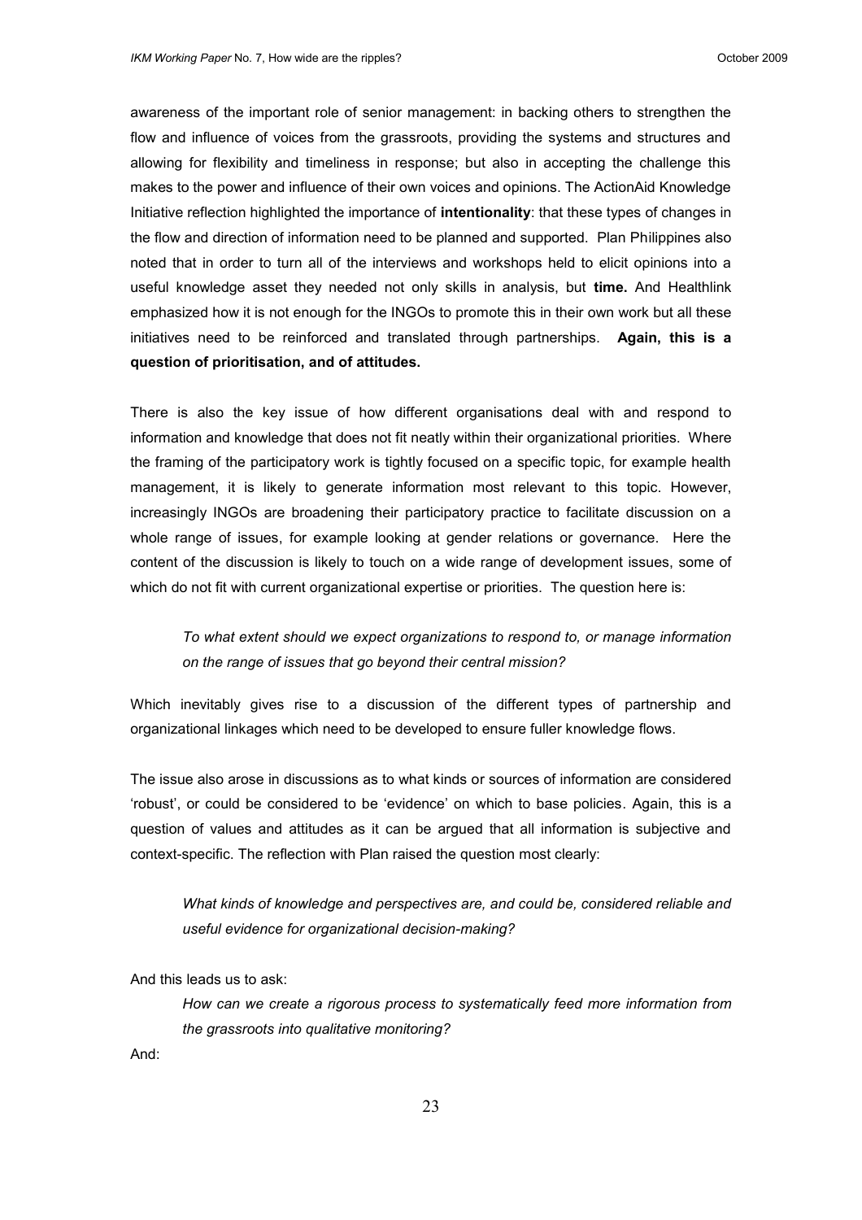awareness of the important role of senior management: in backing others to strengthen the flow and influence of voices from the grassroots, providing the systems and structures and allowing for flexibility and timeliness in response; but also in accepting the challenge this makes to the power and influence of their own voices and opinions. The ActionAid Knowledge Initiative reflection highlighted the importance of **intentionality**: that these types of changes in the flow and direction of information need to be planned and supported. Plan Philippines also noted that in order to turn all of the interviews and workshops held to elicit opinions into a useful knowledge asset they needed not only skills in analysis, but **time.** And Healthlink emphasized how it is not enough for the INGOs to promote this in their own work but all these initiatives need to be reinforced and translated through partnerships. **Again, this is a question of prioritisation, and of attitudes.**

There is also the key issue of how different organisations deal with and respond to information and knowledge that does not fit neatly within their organizational priorities. Where the framing of the participatory work is tightly focused on a specific topic, for example health management, it is likely to generate information most relevant to this topic. However, increasingly INGOs are broadening their participatory practice to facilitate discussion on a whole range of issues, for example looking at gender relations or governance. Here the content of the discussion is likely to touch on a wide range of development issues, some of which do not fit with current organizational expertise or priorities. The question here is:

> *To what extent should we expect organizations to respond to, or manage information on the range of issues that go beyond their central mission?*

Which inevitably gives rise to a discussion of the different types of partnership and organizational linkages which need to be developed to ensure fuller knowledge flows.

The issue also arose in discussions as to what kinds or sources of information are considered 'robust', or could be considered to be 'evidence' on which to base policies. Again, this is a question of values and attitudes as it can be argued that all information is subjective and context-specific. The reflection with Plan raised the question most clearly:

> *What kinds of knowledge and perspectives are, and could be, considered reliable and useful evidence for organizational decision-making?*

And this leads us to ask:

> *How can we create a rigorous process to systematically feed more information from the grassroots into qualitative monitoring?*

And: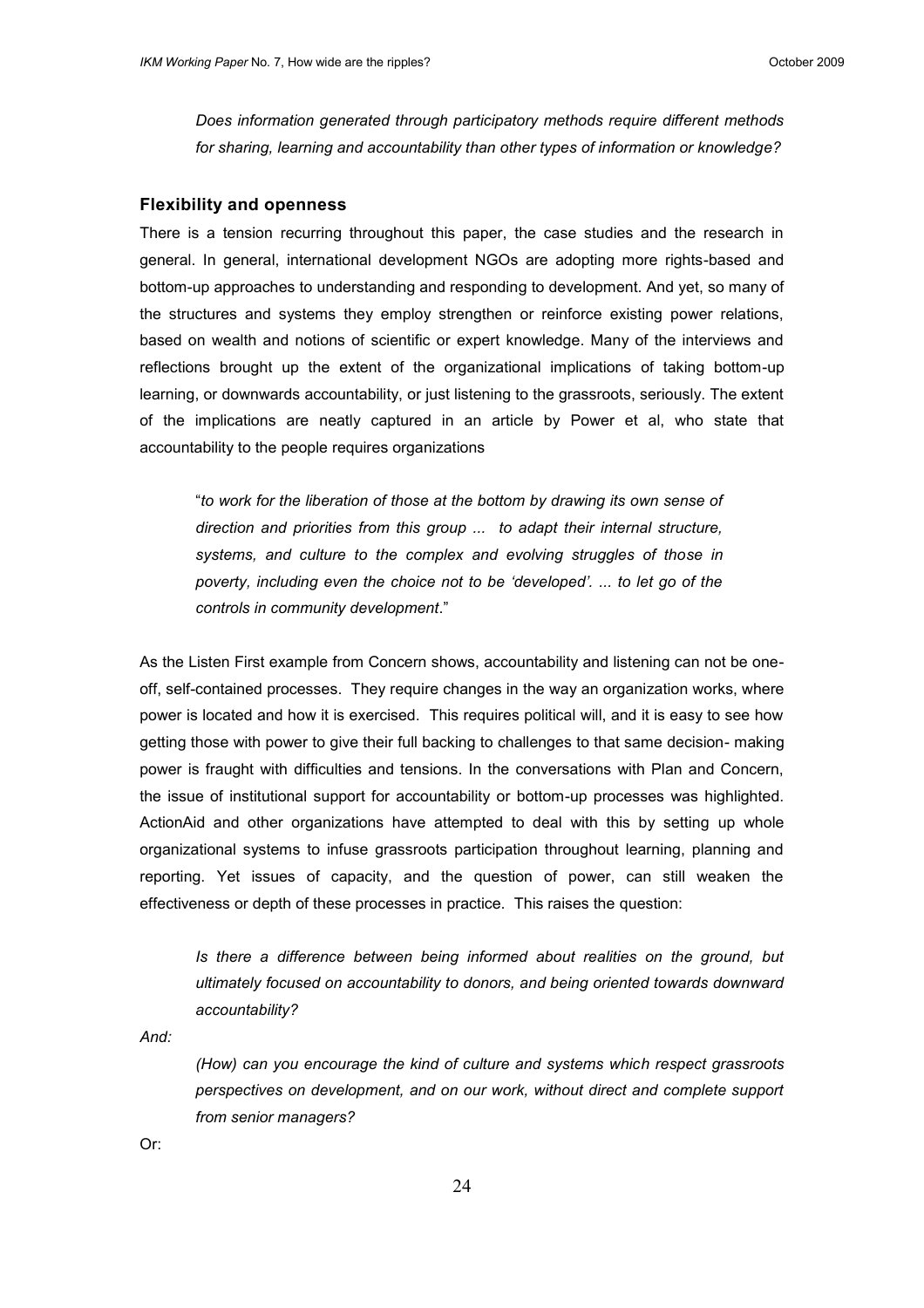*Does information generated through participatory methods require different methods for sharing, learning and accountability than other types of information or knowledge?*

### Flexibility and openness

There is a tension recurring throughout this paper, the case studies and the research in general. In general, international development NGOs are adopting more rights-based and bottom-up approaches to understanding and responding to development. And yet, so many of the structures and systems they employ strengthen or reinforce existing power relations, based on wealth and notions of scientific or expert knowledge. Many of the interviews and reflections brought up the extent of the organizational implications of taking bottom-up learning, or downwards accountability, or just listening to the grassroots, seriously. The extent of the implications are neatly captured in an article by Power et al, who state that accountability to the people requires organizations

> "*to work for the liberation of those at the bottom by drawing its own sense of direction and priorities from this group ... to adapt their internal structure, systems, and culture to the complex and evolving struggles of those in poverty, including even the choice not to be 'developed'. ... to let go of the controls in community development*."

As the Listen First example from Concern shows, accountability and listening can not be one-off, self-contained processes. They require changes in the way an organization works, where power is located and how it is exercised. This requires political will, and it is easy to see how getting those with power to give their full backing to challenges to that same decision- making power is fraught with difficulties and tensions. In the conversations with Plan and Concern, the issue of institutional support for accountability or bottom-up processes was highlighted. ActionAid and other organizations have attempted to deal with this by setting up whole organizational systems to infuse grassroots participation throughout learning, planning and reporting. Yet issues of capacity, and the question of power, can still weaken the effectiveness or depth of these processes in practice. This raises the question:

> *Is there a difference between being informed about realities on the ground, but ultimately focused on accountability to donors, and being oriented towards downward accountability?*

*And:*

> *(How) can you encourage the kind of culture and systems which respect grassroots perspectives on development, and on our work, without direct and complete support from senior managers?*

Or: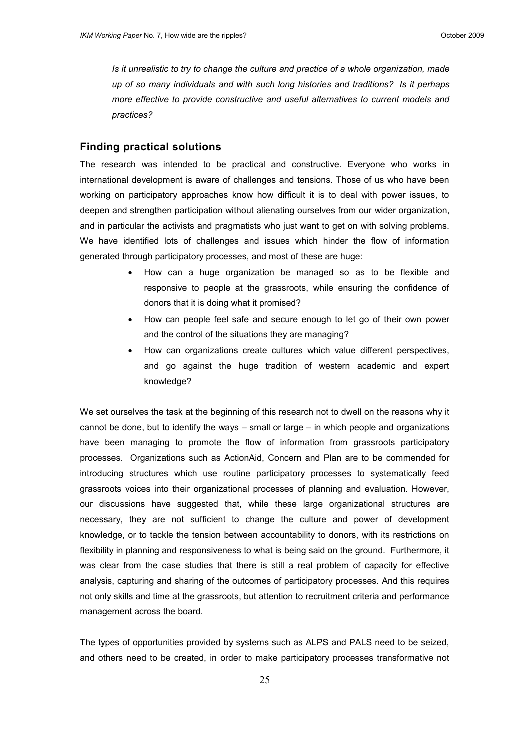*Is it unrealistic to try to change the culture and practice of a whole organization, made up of so many individuals and with such long histories and traditions? Is it perhaps more effective to provide constructive and useful alternatives to current models and practices?*

## Finding practical solutions

The research was intended to be practical and constructive. Everyone who works in international development is aware of challenges and tensions. Those of us who have been working on participatory approaches know how difficult it is to deal with power issues, to deepen and strengthen participation without alienating ourselves from our wider organization, and in particular the activists and pragmatists who just want to get on with solving problems. We have identified lots of challenges and issues which hinder the flow of information generated through participatory processes, and most of these are huge:

- How can a huge organization be managed so as to be flexible and responsive to people at the grassroots, while ensuring the confidence of donors that it is doing what it promised?
- How can people feel safe and secure enough to let go of their own power and the control of the situations they are managing?
- How can organizations create cultures which value different perspectives, and go against the huge tradition of western academic and expert knowledge?

We set ourselves the task at the beginning of this research not to dwell on the reasons why it cannot be done, but to identify the ways – small or large – in which people and organizations have been managing to promote the flow of information from grassroots participatory processes. Organizations such as ActionAid, Concern and Plan are to be commended for introducing structures which use routine participatory processes to systematically feed grassroots voices into their organizational processes of planning and evaluation. However, our discussions have suggested that, while these large organizational structures are necessary, they are not sufficient to change the culture and power of development knowledge, or to tackle the tension between accountability to donors, with its restrictions on flexibility in planning and responsiveness to what is being said on the ground. Furthermore, it was clear from the case studies that there is still a real problem of capacity for effective analysis, capturing and sharing of the outcomes of participatory processes. And this requires not only skills and time at the grassroots, but attention to recruitment criteria and performance management across the board.

The types of opportunities provided by systems such as ALPS and PALS need to be seized, and others need to be created, in order to make participatory processes transformative not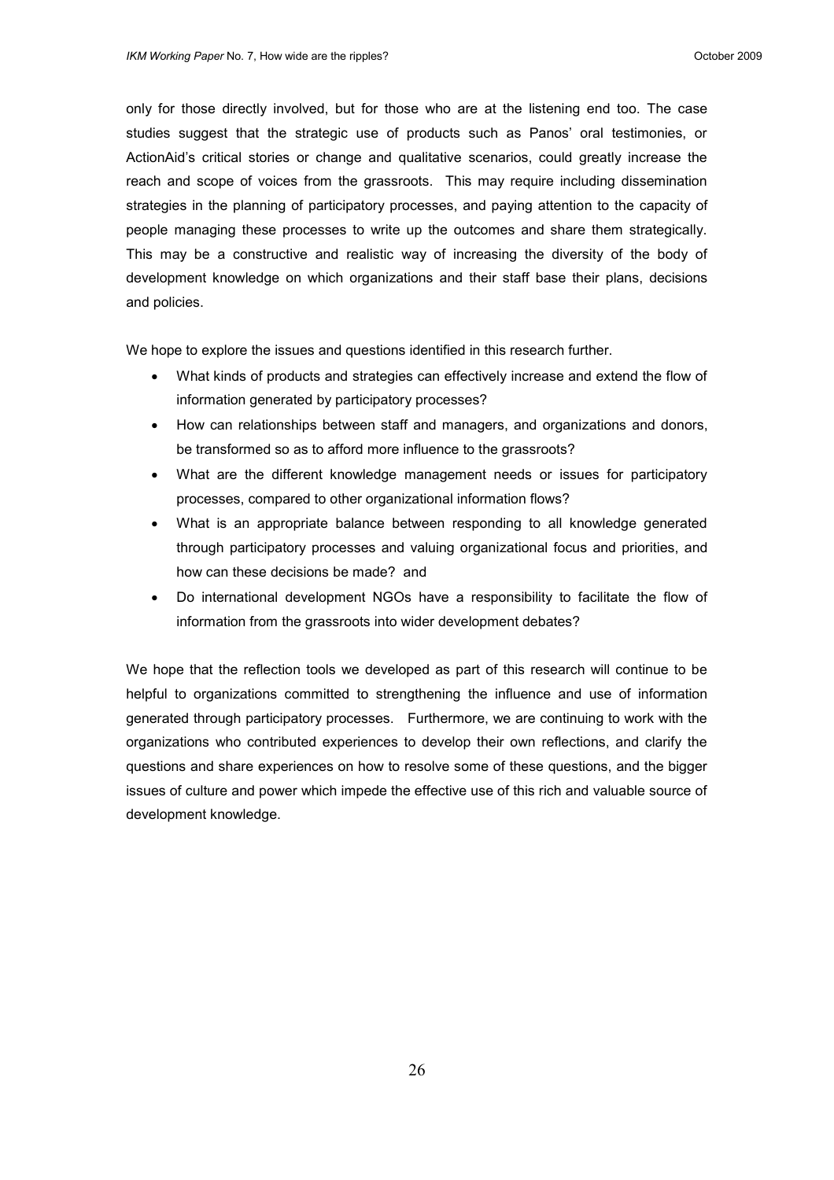only for those directly involved, but for those who are at the listening end too. The case studies suggest that the strategic use of products such as Panos' oral testimonies, or ActionAid's critical stories or change and qualitative scenarios, could greatly increase the reach and scope of voices from the grassroots. This may require including dissemination strategies in the planning of participatory processes, and paying attention to the capacity of people managing these processes to write up the outcomes and share them strategically. This may be a constructive and realistic way of increasing the diversity of the body of development knowledge on which organizations and their staff base their plans, decisions and policies.

We hope to explore the issues and questions identified in this research further.

- What kinds of products and strategies can effectively increase and extend the flow of information generated by participatory processes?
- How can relationships between staff and managers, and organizations and donors, be transformed so as to afford more influence to the grassroots?
- What are the different knowledge management needs or issues for participatory processes, compared to other organizational information flows?
- What is an appropriate balance between responding to all knowledge generated through participatory processes and valuing organizational focus and priorities, and how can these decisions be made? and
- Do international development NGOs have a responsibility to facilitate the flow of information from the grassroots into wider development debates?

We hope that the reflection tools we developed as part of this research will continue to be helpful to organizations committed to strengthening the influence and use of information generated through participatory processes. Furthermore, we are continuing to work with the organizations who contributed experiences to develop their own reflections, and clarify the questions and share experiences on how to resolve some of these questions, and the bigger issues of culture and power which impede the effective use of this rich and valuable source of development knowledge.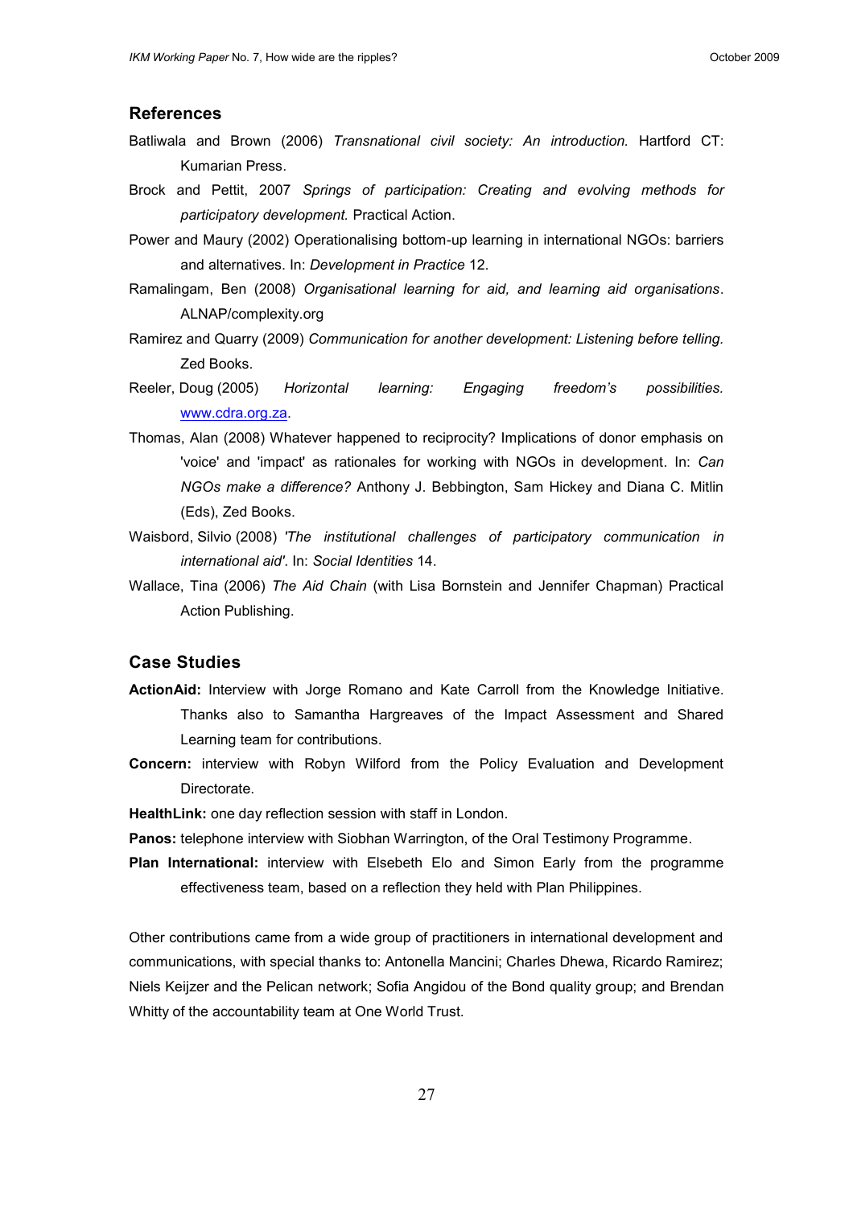## References

Batliwala and Brown (2006) *Transnational civil society: An introduction.* Hartford CT: Kumarian Press.

Brock and Pettit, 2007 *Springs of participation: Creating and evolving methods for participatory development.* Practical Action.

Power and Maury (2002) Operationalising bottom-up learning in international NGOs: barriers and alternatives. In: *Development in Practice* 12.

Ramalingam, Ben (2008) *Organisational learning for aid, and learning aid organisations*. ALNAP/complexity.org

Ramirez and Quarry (2009) *Communication for another development: Listening before telling.* Zed Books.

Reeler, Doug (2005) *Horizontal learning: Engaging freedom's possibilities.* www.cdra.org.za.

Thomas, Alan (2008) Whatever happened to reciprocity? Implications of donor emphasis on 'voice' and 'impact' as rationales for working with NGOs in development. In: *Can NGOs make a difference?* Anthony J. Bebbington, Sam Hickey and Diana C. Mitlin (Eds), Zed Books.

Waisbord, Silvio (2008) *'The institutional challenges of participatory communication in international aid'*. In: *Social Identities* 14.

Wallace, Tina (2006) *The Aid Chain* (with Lisa Bornstein and Jennifer Chapman) Practical Action Publishing.

## Case Studies

**ActionAid:** Interview with Jorge Romano and Kate Carroll from the Knowledge Initiative. Thanks also to Samantha Hargreaves of the Impact Assessment and Shared Learning team for contributions.

**Concern:** interview with Robyn Wilford from the Policy Evaluation and Development Directorate.

**HealthLink:** one day reflection session with staff in London.

**Panos:** telephone interview with Siobhan Warrington, of the Oral Testimony Programme.

**Plan International:** interview with Elsebeth Elo and Simon Early from the programme effectiveness team, based on a reflection they held with Plan Philippines.

Other contributions came from a wide group of practitioners in international development and communications, with special thanks to: Antonella Mancini; Charles Dhewa, Ricardo Ramirez; Niels Keijzer and the Pelican network; Sofia Angidou of the Bond quality group; and Brendan Whitty of the accountability team at One World Trust.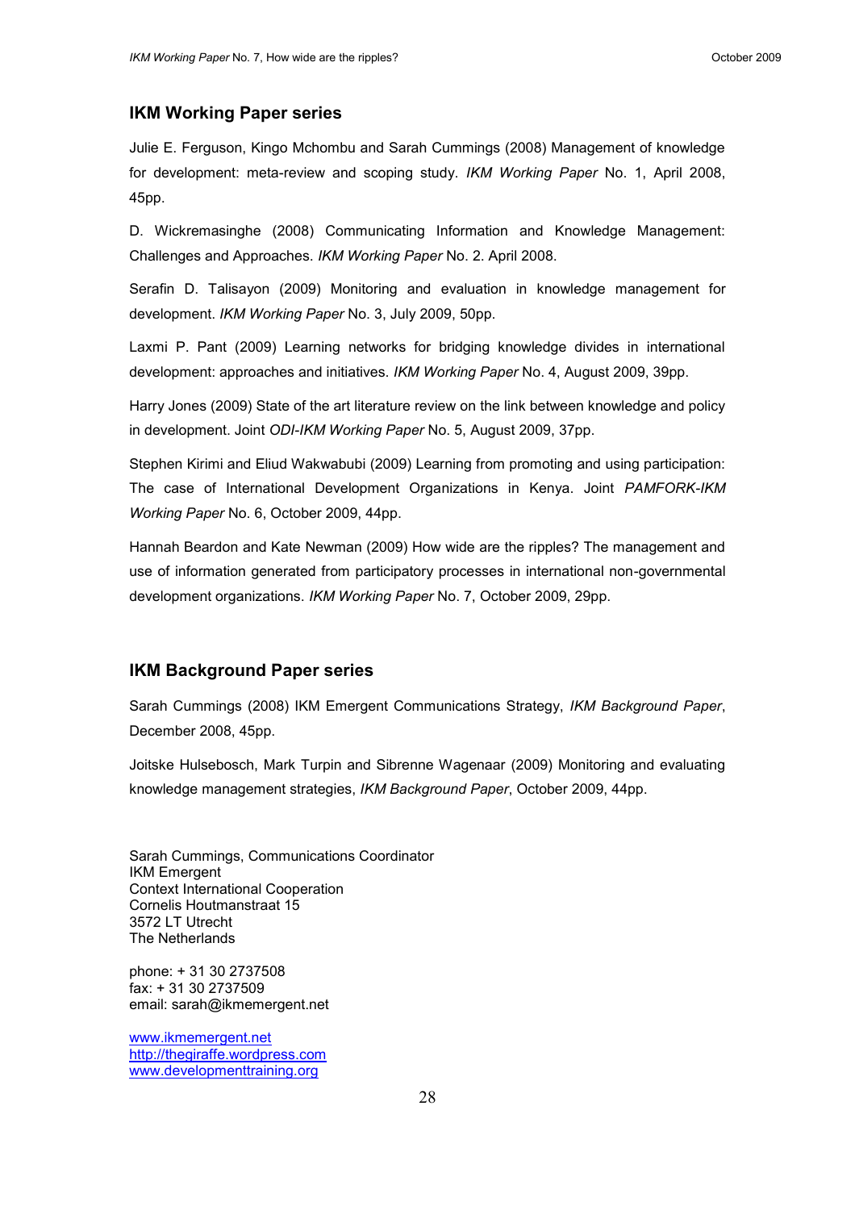## IKM Working Paper series

Julie E. Ferguson, Kingo Mchombu and Sarah Cummings (2008) Management of knowledge for development: meta-review and scoping study. *IKM Working Paper* No. 1, April 2008, 45pp.

D. Wickremasinghe (2008) Communicating Information and Knowledge Management: Challenges and Approaches. *IKM Working Paper* No. 2. April 2008.

Serafin D. Talisayon (2009) Monitoring and evaluation in knowledge management for development. *IKM Working Paper* No. 3, July 2009, 50pp.

Laxmi P. Pant (2009) Learning networks for bridging knowledge divides in international development: approaches and initiatives. *IKM Working Paper* No. 4, August 2009, 39pp.

Harry Jones (2009) State of the art literature review on the link between knowledge and policy in development. Joint *ODI-IKM Working Paper* No. 5, August 2009, 37pp.

Stephen Kirimi and Eliud Wakwabubi (2009) Learning from promoting and using participation: The case of International Development Organizations in Kenya. Joint *PAMFORK-IKM Working Paper* No. 6, October 2009, 44pp.

Hannah Beardon and Kate Newman (2009) How wide are the ripples? The management and use of information generated from participatory processes in international non-governmental development organizations. *IKM Working Paper* No. 7, October 2009, 29pp.

## IKM Background Paper series

Sarah Cummings (2008) IKM Emergent Communications Strategy, *IKM Background Paper*, December 2008, 45pp.

Joitske Hulsebosch, Mark Turpin and Sibrenne Wagenaar (2009) Monitoring and evaluating knowledge management strategies, *IKM Background Paper*, October 2009, 44pp.

Sarah Cummings, Communications Coordinator
IKM Emergent
Context International Cooperation
Cornelis Houtmanstraat 15
3572 LT Utrecht
The Netherlands

phone: + 31 30 2737508
fax: + 31 30 2737509
email: sarah@ikmemergent.net

www.ikmemergent.net
http://thegiraffe.wordpress.com
www.developmenttraining.org